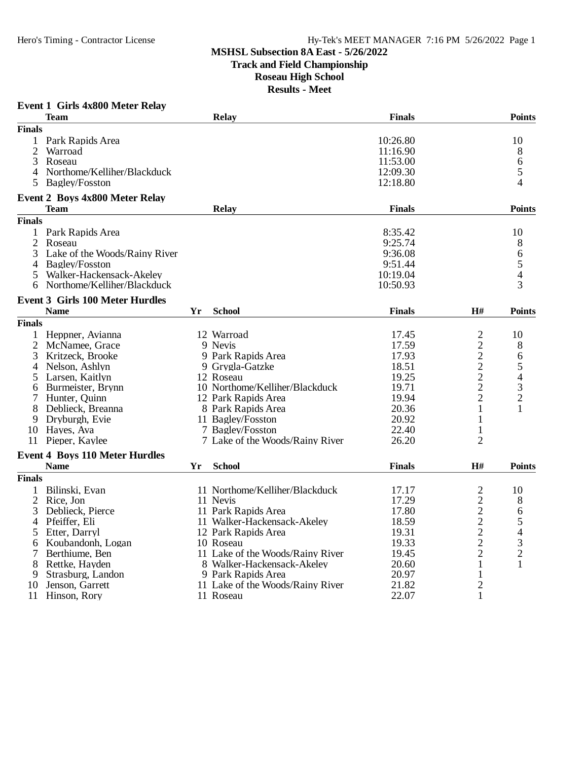# MSHSL Subsection 8A East - 5/26/2022

## Track and Field Championship

## Roseau High School

## Results - Meet

### Event 1 Girls 4x800 Meter Relay

| | Team | Relay | Finals | Points |
|---|---|---|---|---|
| **Finals** | | | | |
| 1 | Park Rapids Area | | 10:26.80 | 10 |
| 2 | Warroad | | 11:16.90 | 8 |
| 3 | Roseau | | 11:53.00 | 6 |
| 4 | Northome/Kelliher/Blackduck | | 12:09.30 | 5 |
| 5 | Bagley/Fosston | | 12:18.80 | 4 |

### Event 2 Boys 4x800 Meter Relay

| | Team | Relay | Finals | Points |
|---|---|---|---|---|
| **Finals** | | | | |
| 1 | Park Rapids Area | | 8:35.42 | 10 |
| 2 | Roseau | | 9:25.74 | 8 |
| 3 | Lake of the Woods/Rainy River | | 9:36.08 | 6 |
| 4 | Bagley/Fosston | | 9:51.44 | 5 |
| 5 | Walker-Hackensack-Akeley | | 10:19.04 | 4 |
| 6 | Northome/Kelliher/Blackduck | | 10:50.93 | 3 |

### Event 3 Girls 100 Meter Hurdles

| | Name | Yr | School | Finals | H# | Points |
|---|---|---|---|---|---|---|
| **Finals** | | | | | | |
| 1 | Heppner, Avianna | 12 | Warroad | 17.45 | 2 | 10 |
| 2 | McNamee, Grace | 9 | Nevis | 17.59 | 2 | 8 |
| 3 | Kritzeck, Brooke | 9 | Park Rapids Area | 17.93 | 2 | 6 |
| 4 | Nelson, Ashlyn | 9 | Grygla-Gatzke | 18.51 | 2 | 5 |
| 5 | Larsen, Kaitlyn | 12 | Roseau | 19.25 | 2 | 4 |
| 6 | Burmeister, Brynn | 10 | Northome/Kelliher/Blackduck | 19.71 | 2 | 3 |
| 7 | Hunter, Quinn | 12 | Park Rapids Area | 19.94 | 2 | 2 |
| 8 | Deblieck, Breanna | 8 | Park Rapids Area | 20.36 | 1 | 1 |
| 9 | Dryburgh, Evie | 11 | Bagley/Fosston | 20.92 | 1 | |
| 10 | Hayes, Ava | 7 | Bagley/Fosston | 22.40 | 1 | |
| 11 | Pieper, Kaylee | 7 | Lake of the Woods/Rainy River | 26.20 | 2 | |

### Event 4 Boys 110 Meter Hurdles

| | Name | Yr | School | Finals | H# | Points |
|---|---|---|---|---|---|---|
| **Finals** | | | | | | |
| 1 | Bilinski, Evan | 11 | Northome/Kelliher/Blackduck | 17.17 | 2 | 10 |
| 2 | Rice, Jon | 11 | Nevis | 17.29 | 2 | 8 |
| 3 | Deblieck, Pierce | 11 | Park Rapids Area | 17.80 | 2 | 6 |
| 4 | Pfeiffer, Eli | 11 | Walker-Hackensack-Akeley | 18.59 | 2 | 5 |
| 5 | Etter, Darryl | 12 | Park Rapids Area | 19.31 | 2 | 4 |
| 6 | Koubandonh, Logan | 10 | Roseau | 19.33 | 2 | 3 |
| 7 | Berthiume, Ben | 11 | Lake of the Woods/Rainy River | 19.45 | 2 | 2 |
| 8 | Rettke, Hayden | 8 | Walker-Hackensack-Akeley | 20.60 | 1 | 1 |
| 9 | Strasburg, Landon | 9 | Park Rapids Area | 20.97 | 1 | |
| 10 | Jenson, Garrett | 11 | Lake of the Woods/Rainy River | 21.82 | 2 | |
| 11 | Hinson, Rory | 11 | Roseau | 22.07 | 1 | |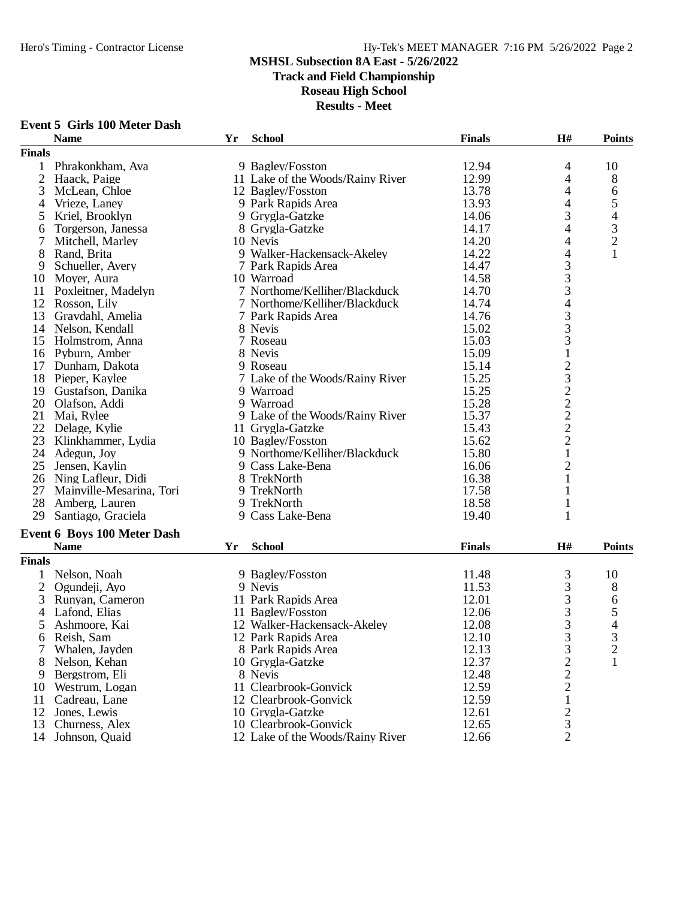## MSHSL Subsection 8A East - 5/26/2022
## Track and Field Championship
## Roseau High School
## Results - Meet

### Event 5 Girls 100 Meter Dash

| | Name | Yr | School | Finals | H# | Points |
|---|---|---|---|---|---|---|
| **Finals** | | | | | | |
| 1 | Phrakonkham, Ava | 9 | Bagley/Fosston | 12.94 | 4 | 10 |
| 2 | Haack, Paige | 11 | Lake of the Woods/Rainy River | 12.99 | 4 | 8 |
| 3 | McLean, Chloe | 12 | Bagley/Fosston | 13.78 | 4 | 6 |
| 4 | Vrieze, Laney | 9 | Park Rapids Area | 13.93 | 4 | 5 |
| 5 | Kriel, Brooklyn | 9 | Grygla-Gatzke | 14.06 | 3 | 4 |
| 6 | Torgerson, Janessa | 8 | Grygla-Gatzke | 14.17 | 4 | 3 |
| 7 | Mitchell, Marley | 10 | Nevis | 14.20 | 4 | 2 |
| 8 | Rand, Brita | 9 | Walker-Hackensack-Akeley | 14.22 | 4 | 1 |
| 9 | Schueller, Avery | 7 | Park Rapids Area | 14.47 | 3 | |
| 10 | Moyer, Aura | 10 | Warroad | 14.58 | 3 | |
| 11 | Poxleitner, Madelyn | 7 | Northome/Kelliher/Blackduck | 14.70 | 3 | |
| 12 | Rosson, Lily | 7 | Northome/Kelliher/Blackduck | 14.74 | 4 | |
| 13 | Gravdahl, Amelia | 7 | Park Rapids Area | 14.76 | 3 | |
| 14 | Nelson, Kendall | 8 | Nevis | 15.02 | 3 | |
| 15 | Holmstrom, Anna | 7 | Roseau | 15.03 | 3 | |
| 16 | Pyburn, Amber | 8 | Nevis | 15.09 | 1 | |
| 17 | Dunham, Dakota | 9 | Roseau | 15.14 | 2 | |
| 18 | Pieper, Kaylee | 7 | Lake of the Woods/Rainy River | 15.25 | 3 | |
| 19 | Gustafson, Danika | 9 | Warroad | 15.25 | 2 | |
| 20 | Olafson, Addi | 9 | Warroad | 15.28 | 2 | |
| 21 | Mai, Rylee | 9 | Lake of the Woods/Rainy River | 15.37 | 2 | |
| 22 | Delage, Kylie | 11 | Grygla-Gatzke | 15.43 | 2 | |
| 23 | Klinkhammer, Lydia | 10 | Bagley/Fosston | 15.62 | 2 | |
| 24 | Adegun, Joy | 9 | Northome/Kelliher/Blackduck | 15.80 | 1 | |
| 25 | Jensen, Kaylin | 9 | Cass Lake-Bena | 16.06 | 2 | |
| 26 | Ning Lafleur, Didi | 8 | TrekNorth | 16.38 | 1 | |
| 27 | Mainville-Mesarina, Tori | 9 | TrekNorth | 17.58 | 1 | |
| 28 | Amberg, Lauren | 9 | TrekNorth | 18.58 | 1 | |
| 29 | Santiago, Graciela | 9 | Cass Lake-Bena | 19.40 | 1 | |

### Event 6 Boys 100 Meter Dash

| | Name | Yr | School | Finals | H# | Points |
|---|---|---|---|---|---|---|
| **Finals** | | | | | | |
| 1 | Nelson, Noah | 9 | Bagley/Fosston | 11.48 | 3 | 10 |
| 2 | Ogundeji, Ayo | 9 | Nevis | 11.53 | 3 | 8 |
| 3 | Runyan, Cameron | 11 | Park Rapids Area | 12.01 | 3 | 6 |
| 4 | Lafond, Elias | 11 | Bagley/Fosston | 12.06 | 3 | 5 |
| 5 | Ashmoore, Kai | 12 | Walker-Hackensack-Akeley | 12.08 | 3 | 4 |
| 6 | Reish, Sam | 12 | Park Rapids Area | 12.10 | 3 | 3 |
| 7 | Whalen, Jayden | 8 | Park Rapids Area | 12.13 | 3 | 2 |
| 8 | Nelson, Kehan | 10 | Grygla-Gatzke | 12.37 | 2 | 1 |
| 9 | Bergstrom, Eli | 8 | Nevis | 12.48 | 2 | |
| 10 | Westrum, Logan | 11 | Clearbrook-Gonvick | 12.59 | 2 | |
| 11 | Cadreau, Lane | 12 | Clearbrook-Gonvick | 12.59 | 1 | |
| 12 | Jones, Lewis | 10 | Grygla-Gatzke | 12.61 | 2 | |
| 13 | Churness, Alex | 10 | Clearbrook-Gonvick | 12.65 | 3 | |
| 14 | Johnson, Quaid | 12 | Lake of the Woods/Rainy River | 12.66 | 2 | |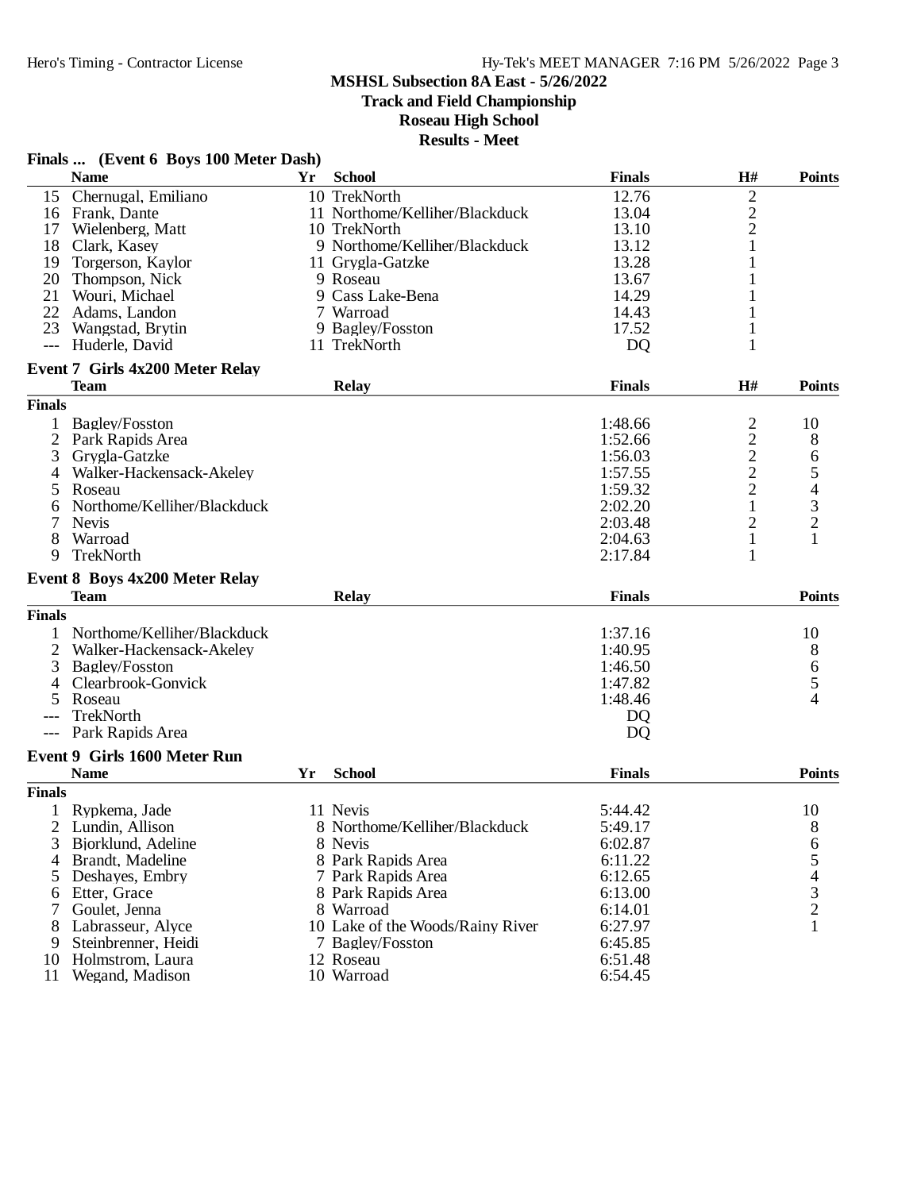# MSHSL Subsection 8A East - 5/26/2022

## Track and Field Championship

## Roseau High School

## Results - Meet

### Finals ... (Event 6 Boys 100 Meter Dash)

| | Name | Yr | School | Finals | H# | Points |
|---|---|---|---|---|---|---|
| 15 | Chernugal, Emiliano | 10 | TrekNorth | 12.76 | 2 | |
| 16 | Frank, Dante | 11 | Northome/Kelliher/Blackduck | 13.04 | 2 | |
| 17 | Wielenberg, Matt | 10 | TrekNorth | 13.10 | 2 | |
| 18 | Clark, Kasey | 9 | Northome/Kelliher/Blackduck | 13.12 | 1 | |
| 19 | Torgerson, Kaylor | 11 | Grygla-Gatzke | 13.28 | 1 | |
| 20 | Thompson, Nick | 9 | Roseau | 13.67 | 1 | |
| 21 | Wouri, Michael | 9 | Cass Lake-Bena | 14.29 | 1 | |
| 22 | Adams, Landon | 7 | Warroad | 14.43 | 1 | |
| 23 | Wangstad, Brytin | 9 | Bagley/Fosston | 17.52 | 1 | |
| --- | Huderle, David | 11 | TrekNorth | DQ | 1 | |

### Event 7 Girls 4x200 Meter Relay

| | Team | Relay | Finals | H# | Points |
|---|---|---|---|---|---|
| **Finals** | | | | | |
| 1 | Bagley/Fosston | | 1:48.66 | 2 | 10 |
| 2 | Park Rapids Area | | 1:52.66 | 2 | 8 |
| 3 | Grygla-Gatzke | | 1:56.03 | 2 | 6 |
| 4 | Walker-Hackensack-Akeley | | 1:57.55 | 2 | 5 |
| 5 | Roseau | | 1:59.32 | 2 | 4 |
| 6 | Northome/Kelliher/Blackduck | | 2:02.20 | 1 | 3 |
| 7 | Nevis | | 2:03.48 | 2 | 2 |
| 8 | Warroad | | 2:04.63 | 1 | 1 |
| 9 | TrekNorth | | 2:17.84 | 1 | |

### Event 8 Boys 4x200 Meter Relay

| | Team | Relay | Finals | Points |
|---|---|---|---|---|
| **Finals** | | | | |
| 1 | Northome/Kelliher/Blackduck | | 1:37.16 | 10 |
| 2 | Walker-Hackensack-Akeley | | 1:40.95 | 8 |
| 3 | Bagley/Fosston | | 1:46.50 | 6 |
| 4 | Clearbrook-Gonvick | | 1:47.82 | 5 |
| 5 | Roseau | | 1:48.46 | 4 |
| --- | TrekNorth | | DQ | |
| --- | Park Rapids Area | | DQ | |

### Event 9 Girls 1600 Meter Run

| | Name | Yr | School | Finals | Points |
|---|---|---|---|---|---|
| **Finals** | | | | | |
| 1 | Rypkema, Jade | 11 | Nevis | 5:44.42 | 10 |
| 2 | Lundin, Allison | 8 | Northome/Kelliher/Blackduck | 5:49.17 | 8 |
| 3 | Bjorklund, Adeline | 8 | Nevis | 6:02.87 | 6 |
| 4 | Brandt, Madeline | 8 | Park Rapids Area | 6:11.22 | 5 |
| 5 | Deshayes, Embry | 7 | Park Rapids Area | 6:12.65 | 4 |
| 6 | Etter, Grace | 8 | Park Rapids Area | 6:13.00 | 3 |
| 7 | Goulet, Jenna | 8 | Warroad | 6:14.01 | 2 |
| 8 | Labrasseur, Alyce | 10 | Lake of the Woods/Rainy River | 6:27.97 | 1 |
| 9 | Steinbrenner, Heidi | 7 | Bagley/Fosston | 6:45.85 | |
| 10 | Holmstrom, Laura | 12 | Roseau | 6:51.48 | |
| 11 | Wegand, Madison | 10 | Warroad | 6:54.45 | |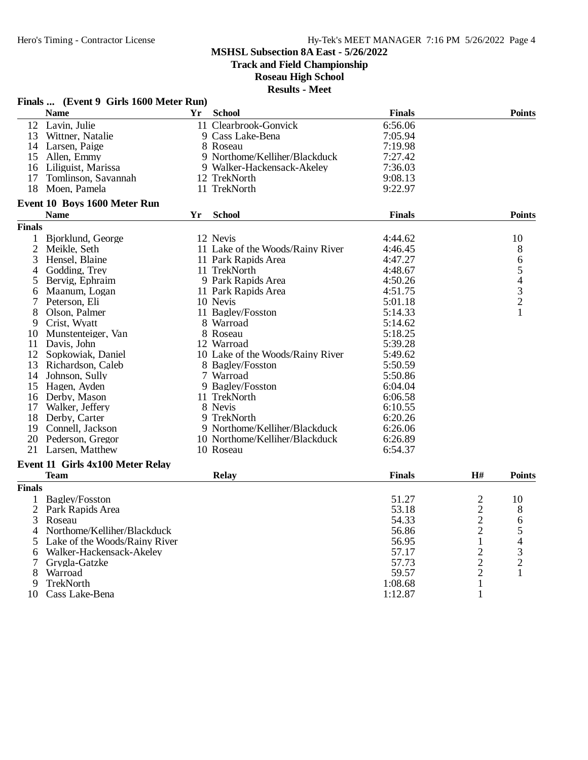**MSHSL Subsection 8A East - 5/26/2022**

**Track and Field Championship**

**Roseau High School**

**Results - Meet**

### Finals ... (Event 9 Girls 1600 Meter Run)

| | Name | Yr | School | Finals | Points |
|---|---|---|---|---|---|
| 12 | Lavin, Julie | 11 | Clearbrook-Gonvick | 6:56.06 | |
| 13 | Wittner, Natalie | 9 | Cass Lake-Bena | 7:05.94 | |
| 14 | Larsen, Paige | 8 | Roseau | 7:19.98 | |
| 15 | Allen, Emmy | 9 | Northome/Kelliher/Blackduck | 7:27.42 | |
| 16 | Liliguist, Marissa | 9 | Walker-Hackensack-Akeley | 7:36.03 | |
| 17 | Tomlinson, Savannah | 12 | TrekNorth | 9:08.13 | |
| 18 | Moen, Pamela | 11 | TrekNorth | 9:22.97 | |

### Event 10 Boys 1600 Meter Run

| | Name | Yr | School | Finals | Points |
|---|---|---|---|---|---|
| **Finals** | | | | | |
| 1 | Bjorklund, George | 12 | Nevis | 4:44.62 | 10 |
| 2 | Meikle, Seth | 11 | Lake of the Woods/Rainy River | 4:46.45 | 8 |
| 3 | Hensel, Blaine | 11 | Park Rapids Area | 4:47.27 | 6 |
| 4 | Godding, Trey | 11 | TrekNorth | 4:48.67 | 5 |
| 5 | Bervig, Ephraim | 9 | Park Rapids Area | 4:50.26 | 4 |
| 6 | Maanum, Logan | 11 | Park Rapids Area | 4:51.75 | 3 |
| 7 | Peterson, Eli | 10 | Nevis | 5:01.18 | 2 |
| 8 | Olson, Palmer | 11 | Bagley/Fosston | 5:14.33 | 1 |
| 9 | Crist, Wyatt | 8 | Warroad | 5:14.62 | |
| 10 | Munstenteiger, Van | 8 | Roseau | 5:18.25 | |
| 11 | Davis, John | 12 | Warroad | 5:39.28 | |
| 12 | Sopkowiak, Daniel | 10 | Lake of the Woods/Rainy River | 5:49.62 | |
| 13 | Richardson, Caleb | 8 | Bagley/Fosston | 5:50.59 | |
| 14 | Johnson, Sully | 7 | Warroad | 5:50.86 | |
| 15 | Hagen, Ayden | 9 | Bagley/Fosston | 6:04.04 | |
| 16 | Derby, Mason | 11 | TrekNorth | 6:06.58 | |
| 17 | Walker, Jeffery | 8 | Nevis | 6:10.55 | |
| 18 | Derby, Carter | 9 | TrekNorth | 6:20.26 | |
| 19 | Connell, Jackson | 9 | Northome/Kelliher/Blackduck | 6:26.06 | |
| 20 | Pederson, Gregor | 10 | Northome/Kelliher/Blackduck | 6:26.89 | |
| 21 | Larsen, Matthew | 10 | Roseau | 6:54.37 | |

### Event 11 Girls 4x100 Meter Relay

| | Team | Relay | Finals | H# | Points |
|---|---|---|---|---|---|
| **Finals** | | | | | |
| 1 | Bagley/Fosston | | 51.27 | 2 | 10 |
| 2 | Park Rapids Area | | 53.18 | 2 | 8 |
| 3 | Roseau | | 54.33 | 2 | 6 |
| 4 | Northome/Kelliher/Blackduck | | 56.86 | 2 | 5 |
| 5 | Lake of the Woods/Rainy River | | 56.95 | 1 | 4 |
| 6 | Walker-Hackensack-Akeley | | 57.17 | 2 | 3 |
| 7 | Grygla-Gatzke | | 57.73 | 2 | 2 |
| 8 | Warroad | | 59.57 | 2 | 1 |
| 9 | TrekNorth | | 1:08.68 | 1 | |
| 10 | Cass Lake-Bena | | 1:12.87 | 1 | |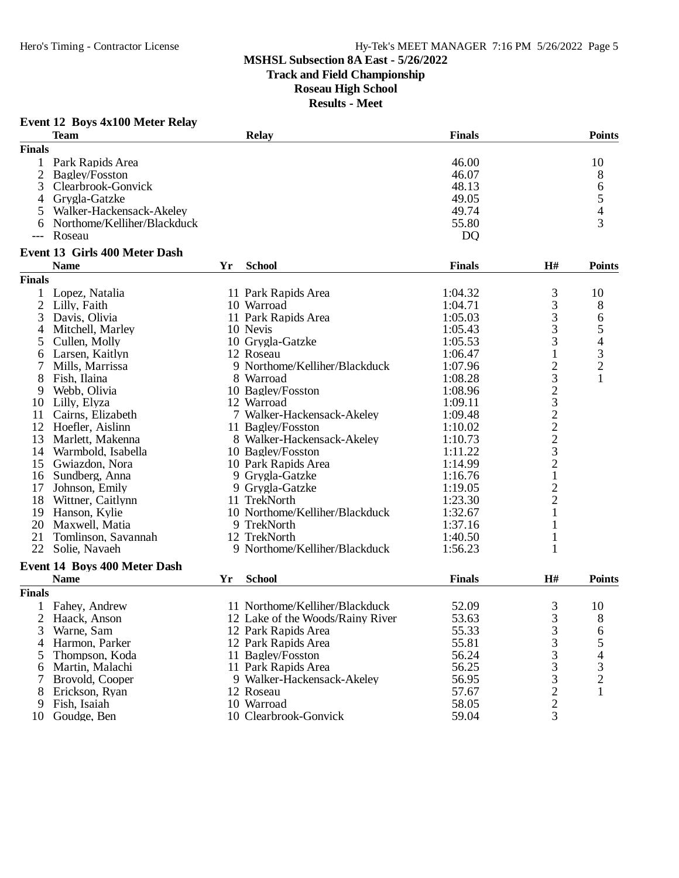**MSHSL Subsection 8A East - 5/26/2022**
**Track and Field Championship**
**Roseau High School**
**Results - Meet**

### Event 12 Boys 4x100 Meter Relay

| | Team | Relay | Finals | Points |
|---|---|---|---|---|
| **Finals** | | | | |
| 1 | Park Rapids Area | | 46.00 | 10 |
| 2 | Bagley/Fosston | | 46.07 | 8 |
| 3 | Clearbrook-Gonvick | | 48.13 | 6 |
| 4 | Grygla-Gatzke | | 49.05 | 5 |
| 5 | Walker-Hackensack-Akeley | | 49.74 | 4 |
| 6 | Northome/Kelliher/Blackduck | | 55.80 | 3 |
| --- | Roseau | | DQ | |

### Event 13 Girls 400 Meter Dash

| | Name | Yr | School | Finals | H# | Points |
|---|---|---|---|---|---|---|
| **Finals** | | | | | | |
| 1 | Lopez, Natalia | 11 | Park Rapids Area | 1:04.32 | 3 | 10 |
| 2 | Lilly, Faith | 10 | Warroad | 1:04.71 | 3 | 8 |
| 3 | Davis, Olivia | 11 | Park Rapids Area | 1:05.03 | 3 | 6 |
| 4 | Mitchell, Marley | 10 | Nevis | 1:05.43 | 3 | 5 |
| 5 | Cullen, Molly | 10 | Grygla-Gatzke | 1:05.53 | 3 | 4 |
| 6 | Larsen, Kaitlyn | 12 | Roseau | 1:06.47 | 1 | 3 |
| 7 | Mills, Marrissa | 9 | Northome/Kelliher/Blackduck | 1:07.96 | 2 | 2 |
| 8 | Fish, Ilaina | 8 | Warroad | 1:08.28 | 3 | 1 |
| 9 | Webb, Olivia | 10 | Bagley/Fosston | 1:08.96 | 2 | |
| 10 | Lilly, Elyza | 12 | Warroad | 1:09.11 | 3 | |
| 11 | Cairns, Elizabeth | 7 | Walker-Hackensack-Akeley | 1:09.48 | 2 | |
| 12 | Hoefler, Aislinn | 11 | Bagley/Fosston | 1:10.02 | 2 | |
| 13 | Marlett, Makenna | 8 | Walker-Hackensack-Akeley | 1:10.73 | 2 | |
| 14 | Warmbold, Isabella | 10 | Bagley/Fosston | 1:11.22 | 3 | |
| 15 | Gwiazdon, Nora | 10 | Park Rapids Area | 1:14.99 | 2 | |
| 16 | Sundberg, Anna | 9 | Grygla-Gatzke | 1:16.76 | 1 | |
| 17 | Johnson, Emily | 9 | Grygla-Gatzke | 1:19.05 | 2 | |
| 18 | Wittner, Caitlynn | 11 | TrekNorth | 1:23.30 | 2 | |
| 19 | Hanson, Kylie | 10 | Northome/Kelliher/Blackduck | 1:32.67 | 1 | |
| 20 | Maxwell, Matia | 9 | TrekNorth | 1:37.16 | 1 | |
| 21 | Tomlinson, Savannah | 12 | TrekNorth | 1:40.50 | 1 | |
| 22 | Solie, Navaeh | 9 | Northome/Kelliher/Blackduck | 1:56.23 | 1 | |

### Event 14 Boys 400 Meter Dash

| | Name | Yr | School | Finals | H# | Points |
|---|---|---|---|---|---|---|
| **Finals** | | | | | | |
| 1 | Fahey, Andrew | 11 | Northome/Kelliher/Blackduck | 52.09 | 3 | 10 |
| 2 | Haack, Anson | 12 | Lake of the Woods/Rainy River | 53.63 | 3 | 8 |
| 3 | Warne, Sam | 12 | Park Rapids Area | 55.33 | 3 | 6 |
| 4 | Harmon, Parker | 12 | Park Rapids Area | 55.81 | 3 | 5 |
| 5 | Thompson, Koda | 11 | Bagley/Fosston | 56.24 | 3 | 4 |
| 6 | Martin, Malachi | 11 | Park Rapids Area | 56.25 | 3 | 3 |
| 7 | Brovold, Cooper | 9 | Walker-Hackensack-Akeley | 56.95 | 3 | 2 |
| 8 | Erickson, Ryan | 12 | Roseau | 57.67 | 2 | 1 |
| 9 | Fish, Isaiah | 10 | Warroad | 58.05 | 2 | |
| 10 | Goudge, Ben | 10 | Clearbrook-Gonvick | 59.04 | 3 | |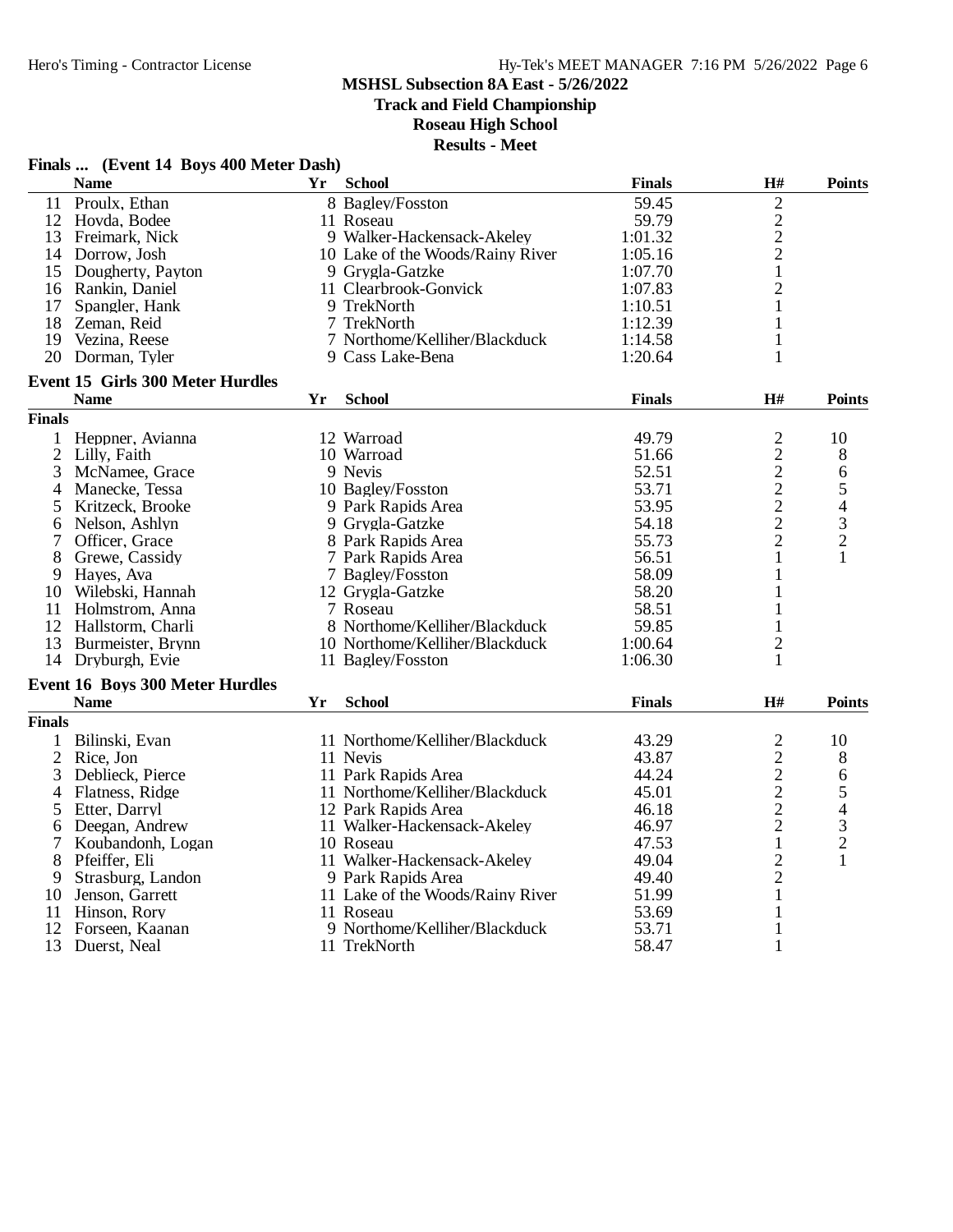## MSHSL Subsection 8A East - 5/26/2022

### Track and Field Championship

### Roseau High School

### Results - Meet

### Finals ... (Event 14 Boys 400 Meter Dash)

| | Name | Yr | School | Finals | H# | Points |
|---|---|---|---|---|---|---|
| 11 | Proulx, Ethan | 8 | Bagley/Fosston | 59.45 | 2 | |
| 12 | Hovda, Bodee | 11 | Roseau | 59.79 | 2 | |
| 13 | Freimark, Nick | 9 | Walker-Hackensack-Akeley | 1:01.32 | 2 | |
| 14 | Dorrow, Josh | 10 | Lake of the Woods/Rainy River | 1:05.16 | 2 | |
| 15 | Dougherty, Payton | 9 | Grygla-Gatzke | 1:07.70 | 1 | |
| 16 | Rankin, Daniel | 11 | Clearbrook-Gonvick | 1:07.83 | 2 | |
| 17 | Spangler, Hank | 9 | TrekNorth | 1:10.51 | 1 | |
| 18 | Zeman, Reid | 7 | TrekNorth | 1:12.39 | 1 | |
| 19 | Vezina, Reese | 7 | Northome/Kelliher/Blackduck | 1:14.58 | 1 | |
| 20 | Dorman, Tyler | 9 | Cass Lake-Bena | 1:20.64 | 1 | |

### Event 15 Girls 300 Meter Hurdles

| | Name | Yr | School | Finals | H# | Points |
|---|---|---|---|---|---|---|
| **Finals** | | | | | | |
| 1 | Heppner, Avianna | 12 | Warroad | 49.79 | 2 | 10 |
| 2 | Lilly, Faith | 10 | Warroad | 51.66 | 2 | 8 |
| 3 | McNamee, Grace | 9 | Nevis | 52.51 | 2 | 6 |
| 4 | Manecke, Tessa | 10 | Bagley/Fosston | 53.71 | 2 | 5 |
| 5 | Kritzeck, Brooke | 9 | Park Rapids Area | 53.95 | 2 | 4 |
| 6 | Nelson, Ashlyn | 9 | Grygla-Gatzke | 54.18 | 2 | 3 |
| 7 | Officer, Grace | 8 | Park Rapids Area | 55.73 | 2 | 2 |
| 8 | Grewe, Cassidy | 7 | Park Rapids Area | 56.51 | 1 | 1 |
| 9 | Hayes, Ava | 7 | Bagley/Fosston | 58.09 | 1 | |
| 10 | Wilebski, Hannah | 12 | Grygla-Gatzke | 58.20 | 1 | |
| 11 | Holmstrom, Anna | 7 | Roseau | 58.51 | 1 | |
| 12 | Hallstorm, Charli | 8 | Northome/Kelliher/Blackduck | 59.85 | 1 | |
| 13 | Burmeister, Brynn | 10 | Northome/Kelliher/Blackduck | 1:00.64 | 2 | |
| 14 | Dryburgh, Evie | 11 | Bagley/Fosston | 1:06.30 | 1 | |

### Event 16 Boys 300 Meter Hurdles

| | Name | Yr | School | Finals | H# | Points |
|---|---|---|---|---|---|---|
| **Finals** | | | | | | |
| 1 | Bilinski, Evan | 11 | Northome/Kelliher/Blackduck | 43.29 | 2 | 10 |
| 2 | Rice, Jon | 11 | Nevis | 43.87 | 2 | 8 |
| 3 | Deblieck, Pierce | 11 | Park Rapids Area | 44.24 | 2 | 6 |
| 4 | Flatness, Ridge | 11 | Northome/Kelliher/Blackduck | 45.01 | 2 | 5 |
| 5 | Etter, Darryl | 12 | Park Rapids Area | 46.18 | 2 | 4 |
| 6 | Deegan, Andrew | 11 | Walker-Hackensack-Akeley | 46.97 | 2 | 3 |
| 7 | Koubandonh, Logan | 10 | Roseau | 47.53 | 1 | 2 |
| 8 | Pfeiffer, Eli | 11 | Walker-Hackensack-Akeley | 49.04 | 2 | 1 |
| 9 | Strasburg, Landon | 9 | Park Rapids Area | 49.40 | 2 | |
| 10 | Jenson, Garrett | 11 | Lake of the Woods/Rainy River | 51.99 | 1 | |
| 11 | Hinson, Rory | 11 | Roseau | 53.69 | 1 | |
| 12 | Forseen, Kaanan | 9 | Northome/Kelliher/Blackduck | 53.71 | 1 | |
| 13 | Duerst, Neal | 11 | TrekNorth | 58.47 | 1 | |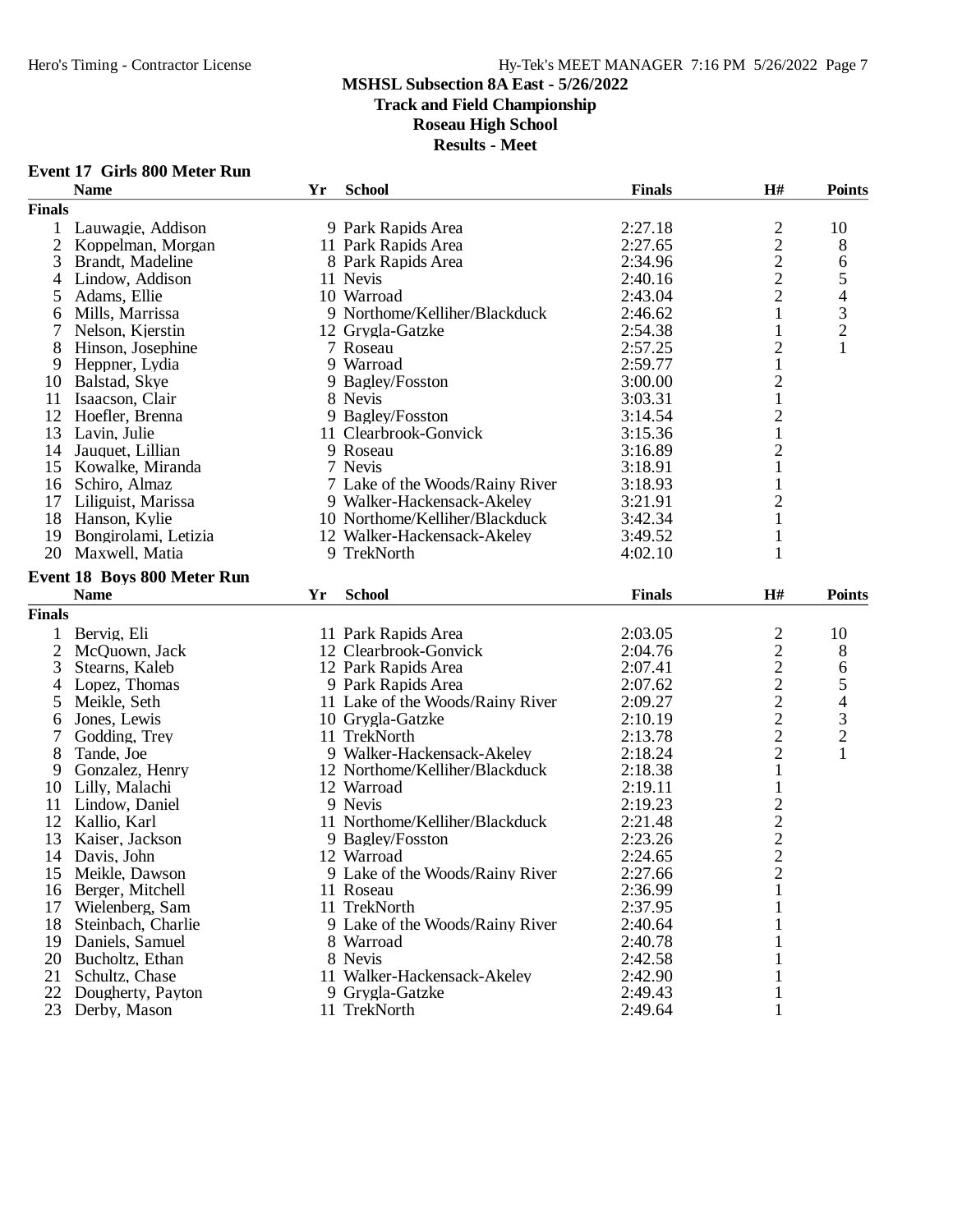**MSHSL Subsection 8A East - 5/26/2022**
**Track and Field Championship**
**Roseau High School**
**Results - Meet**

### Event 17 Girls 800 Meter Run

| | Name | Yr | School | Finals | H# | Points |
|---|---|---|---|---|---|---|
| **Finals** | | | | | | |
| 1 | Lauwagie, Addison | 9 | Park Rapids Area | 2:27.18 | 2 | 10 |
| 2 | Koppelman, Morgan | 11 | Park Rapids Area | 2:27.65 | 2 | 8 |
| 3 | Brandt, Madeline | 8 | Park Rapids Area | 2:34.96 | 2 | 6 |
| 4 | Lindow, Addison | 11 | Nevis | 2:40.16 | 2 | 5 |
| 5 | Adams, Ellie | 10 | Warroad | 2:43.04 | 2 | 4 |
| 6 | Mills, Marrissa | 9 | Northome/Kelliher/Blackduck | 2:46.62 | 1 | 3 |
| 7 | Nelson, Kjerstin | 12 | Grygla-Gatzke | 2:54.38 | 1 | 2 |
| 8 | Hinson, Josephine | 7 | Roseau | 2:57.25 | 2 | 1 |
| 9 | Heppner, Lydia | 9 | Warroad | 2:59.77 | 1 | |
| 10 | Balstad, Skye | 9 | Bagley/Fosston | 3:00.00 | 2 | |
| 11 | Isaacson, Clair | 8 | Nevis | 3:03.31 | 1 | |
| 12 | Hoefler, Brenna | 9 | Bagley/Fosston | 3:14.54 | 2 | |
| 13 | Lavin, Julie | 11 | Clearbrook-Gonvick | 3:15.36 | 1 | |
| 14 | Jauquet, Lillian | 9 | Roseau | 3:16.89 | 2 | |
| 15 | Kowalke, Miranda | 7 | Nevis | 3:18.91 | 1 | |
| 16 | Schiro, Almaz | 7 | Lake of the Woods/Rainy River | 3:18.93 | 1 | |
| 17 | Liliguist, Marissa | 9 | Walker-Hackensack-Akeley | 3:21.91 | 2 | |
| 18 | Hanson, Kylie | 10 | Northome/Kelliher/Blackduck | 3:42.34 | 1 | |
| 19 | Bongirolami, Letizia | 12 | Walker-Hackensack-Akeley | 3:49.52 | 1 | |
| 20 | Maxwell, Matia | 9 | TrekNorth | 4:02.10 | 1 | |

### Event 18 Boys 800 Meter Run

| | Name | Yr | School | Finals | H# | Points |
|---|---|---|---|---|---|---|
| **Finals** | | | | | | |
| 1 | Bervig, Eli | 11 | Park Rapids Area | 2:03.05 | 2 | 10 |
| 2 | McQuown, Jack | 12 | Clearbrook-Gonvick | 2:04.76 | 2 | 8 |
| 3 | Stearns, Kaleb | 12 | Park Rapids Area | 2:07.41 | 2 | 6 |
| 4 | Lopez, Thomas | 9 | Park Rapids Area | 2:07.62 | 2 | 5 |
| 5 | Meikle, Seth | 11 | Lake of the Woods/Rainy River | 2:09.27 | 2 | 4 |
| 6 | Jones, Lewis | 10 | Grygla-Gatzke | 2:10.19 | 2 | 3 |
| 7 | Godding, Trey | 11 | TrekNorth | 2:13.78 | 2 | 2 |
| 8 | Tande, Joe | 9 | Walker-Hackensack-Akeley | 2:18.24 | 2 | 1 |
| 9 | Gonzalez, Henry | 12 | Northome/Kelliher/Blackduck | 2:18.38 | 1 | |
| 10 | Lilly, Malachi | 12 | Warroad | 2:19.11 | 1 | |
| 11 | Lindow, Daniel | 9 | Nevis | 2:19.23 | 2 | |
| 12 | Kallio, Karl | 11 | Northome/Kelliher/Blackduck | 2:21.48 | 2 | |
| 13 | Kaiser, Jackson | 9 | Bagley/Fosston | 2:23.26 | 2 | |
| 14 | Davis, John | 12 | Warroad | 2:24.65 | 2 | |
| 15 | Meikle, Dawson | 9 | Lake of the Woods/Rainy River | 2:27.66 | 2 | |
| 16 | Berger, Mitchell | 11 | Roseau | 2:36.99 | 1 | |
| 17 | Wielenberg, Sam | 11 | TrekNorth | 2:37.95 | 1 | |
| 18 | Steinbach, Charlie | 9 | Lake of the Woods/Rainy River | 2:40.64 | 1 | |
| 19 | Daniels, Samuel | 8 | Warroad | 2:40.78 | 1 | |
| 20 | Bucholtz, Ethan | 8 | Nevis | 2:42.58 | 1 | |
| 21 | Schultz, Chase | 11 | Walker-Hackensack-Akeley | 2:42.90 | 1 | |
| 22 | Dougherty, Payton | 9 | Grygla-Gatzke | 2:49.43 | 1 | |
| 23 | Derby, Mason | 11 | TrekNorth | 2:49.64 | 1 | |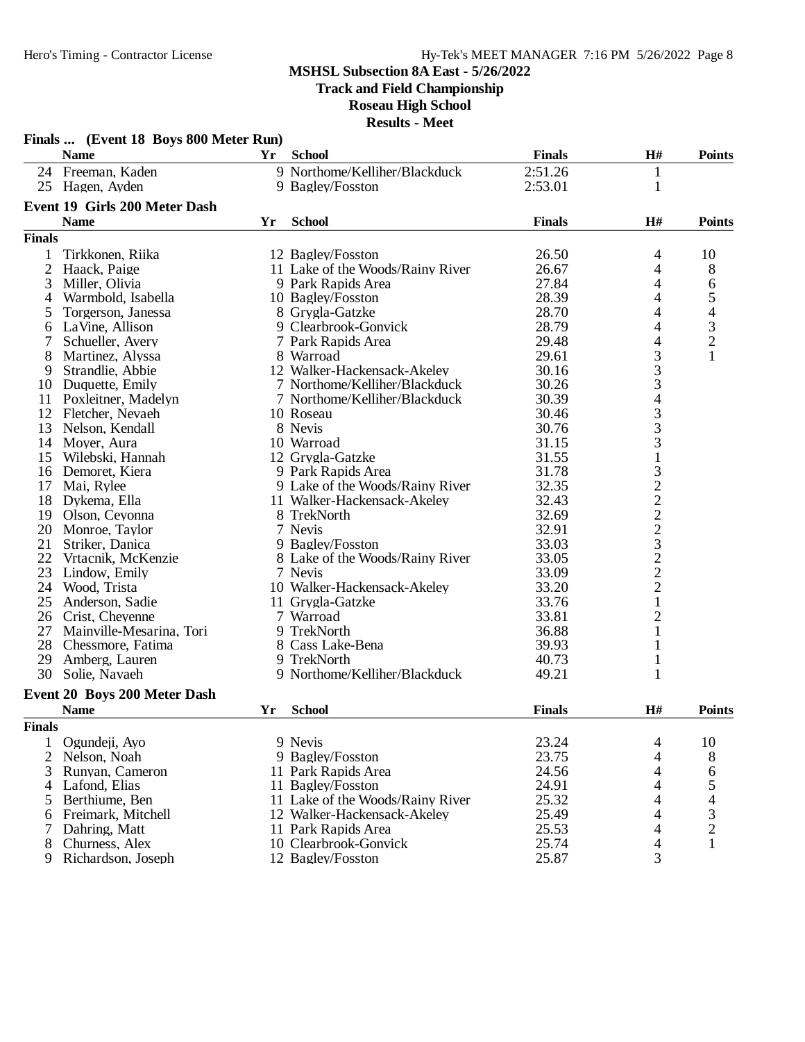**MSHSL Subsection 8A East - 5/26/2022**
**Track and Field Championship**
**Roseau High School**
**Results - Meet**

### Finals ... (Event 18 Boys 800 Meter Run)

| | Name | Yr | School | Finals | H# | Points |
|---|---|---|---|---|---|---|
| 24 | Freeman, Kaden | 9 | Northome/Kelliher/Blackduck | 2:51.26 | 1 | |
| 25 | Hagen, Ayden | 9 | Bagley/Fosston | 2:53.01 | 1 | |

### Event 19 Girls 200 Meter Dash

| | Name | Yr | School | Finals | H# | Points |
|---|---|---|---|---|---|---|
| **Finals** | | | | | | |
| 1 | Tirkkonen, Riika | 12 | Bagley/Fosston | 26.50 | 4 | 10 |
| 2 | Haack, Paige | 11 | Lake of the Woods/Rainy River | 26.67 | 4 | 8 |
| 3 | Miller, Olivia | 9 | Park Rapids Area | 27.84 | 4 | 6 |
| 4 | Warmbold, Isabella | 10 | Bagley/Fosston | 28.39 | 4 | 5 |
| 5 | Torgerson, Janessa | 8 | Grygla-Gatzke | 28.70 | 4 | 4 |
| 6 | LaVine, Allison | 9 | Clearbrook-Gonvick | 28.79 | 4 | 3 |
| 7 | Schueller, Avery | 7 | Park Rapids Area | 29.48 | 4 | 2 |
| 8 | Martinez, Alyssa | 8 | Warroad | 29.61 | 3 | 1 |
| 9 | Strandlie, Abbie | 12 | Walker-Hackensack-Akeley | 30.16 | 3 | |
| 10 | Duquette, Emily | 7 | Northome/Kelliher/Blackduck | 30.26 | 3 | |
| 11 | Poxleitner, Madelyn | 7 | Northome/Kelliher/Blackduck | 30.39 | 4 | |
| 12 | Fletcher, Nevaeh | 10 | Roseau | 30.46 | 3 | |
| 13 | Nelson, Kendall | 8 | Nevis | 30.76 | 3 | |
| 14 | Moyer, Aura | 10 | Warroad | 31.15 | 3 | |
| 15 | Wilebski, Hannah | 12 | Grygla-Gatzke | 31.55 | 1 | |
| 16 | Demoret, Kiera | 9 | Park Rapids Area | 31.78 | 3 | |
| 17 | Mai, Rylee | 9 | Lake of the Woods/Rainy River | 32.35 | 2 | |
| 18 | Dykema, Ella | 11 | Walker-Hackensack-Akeley | 32.43 | 2 | |
| 19 | Olson, Ceyonna | 8 | TrekNorth | 32.69 | 2 | |
| 20 | Monroe, Taylor | 7 | Nevis | 32.91 | 2 | |
| 21 | Striker, Danica | 9 | Bagley/Fosston | 33.03 | 3 | |
| 22 | Vrtacnik, McKenzie | 8 | Lake of the Woods/Rainy River | 33.05 | 2 | |
| 23 | Lindow, Emily | 7 | Nevis | 33.09 | 2 | |
| 24 | Wood, Trista | 10 | Walker-Hackensack-Akeley | 33.20 | 2 | |
| 25 | Anderson, Sadie | 11 | Grygla-Gatzke | 33.76 | 1 | |
| 26 | Crist, Cheyenne | 7 | Warroad | 33.81 | 2 | |
| 27 | Mainville-Mesarina, Tori | 9 | TrekNorth | 36.88 | 1 | |
| 28 | Chessmore, Fatima | 8 | Cass Lake-Bena | 39.93 | 1 | |
| 29 | Amberg, Lauren | 9 | TrekNorth | 40.73 | 1 | |
| 30 | Solie, Navaeh | 9 | Northome/Kelliher/Blackduck | 49.21 | 1 | |

### Event 20 Boys 200 Meter Dash

| | Name | Yr | School | Finals | H# | Points |
|---|---|---|---|---|---|---|
| **Finals** | | | | | | |
| 1 | Ogundeji, Ayo | 9 | Nevis | 23.24 | 4 | 10 |
| 2 | Nelson, Noah | 9 | Bagley/Fosston | 23.75 | 4 | 8 |
| 3 | Runyan, Cameron | 11 | Park Rapids Area | 24.56 | 4 | 6 |
| 4 | Lafond, Elias | 11 | Bagley/Fosston | 24.91 | 4 | 5 |
| 5 | Berthiume, Ben | 11 | Lake of the Woods/Rainy River | 25.32 | 4 | 4 |
| 6 | Freimark, Mitchell | 12 | Walker-Hackensack-Akeley | 25.49 | 4 | 3 |
| 7 | Dahring, Matt | 11 | Park Rapids Area | 25.53 | 4 | 2 |
| 8 | Churness, Alex | 10 | Clearbrook-Gonvick | 25.74 | 4 | 1 |
| 9 | Richardson, Joseph | 12 | Bagley/Fosston | 25.87 | 3 | |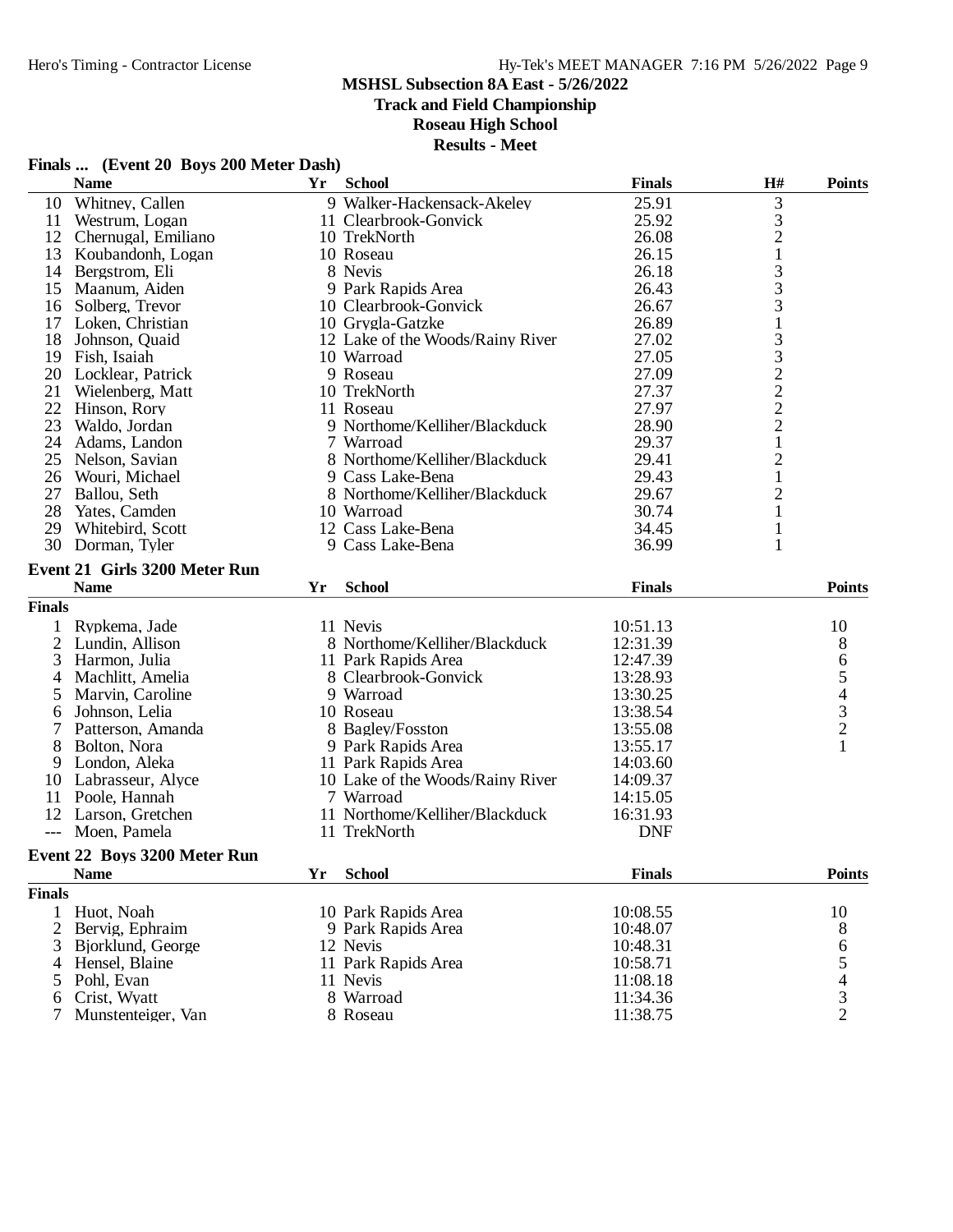**MSHSL Subsection 8A East - 5/26/2022**

**Track and Field Championship**

**Roseau High School**

**Results - Meet**

### Finals ... (Event 20 Boys 200 Meter Dash)

| | Name | Yr | School | Finals | H# | Points |
|---|---|---|---|---|---|---|
| 10 | Whitney, Callen | 9 | Walker-Hackensack-Akeley | 25.91 | 3 | |
| 11 | Westrum, Logan | 11 | Clearbrook-Gonvick | 25.92 | 3 | |
| 12 | Chernugal, Emiliano | 10 | TrekNorth | 26.08 | 2 | |
| 13 | Koubandonh, Logan | 10 | Roseau | 26.15 | 1 | |
| 14 | Bergstrom, Eli | 8 | Nevis | 26.18 | 3 | |
| 15 | Maanum, Aiden | 9 | Park Rapids Area | 26.43 | 3 | |
| 16 | Solberg, Trevor | 10 | Clearbrook-Gonvick | 26.67 | 3 | |
| 17 | Loken, Christian | 10 | Grygla-Gatzke | 26.89 | 1 | |
| 18 | Johnson, Quaid | 12 | Lake of the Woods/Rainy River | 27.02 | 3 | |
| 19 | Fish, Isaiah | 10 | Warroad | 27.05 | 3 | |
| 20 | Locklear, Patrick | 9 | Roseau | 27.09 | 2 | |
| 21 | Wielenberg, Matt | 10 | TrekNorth | 27.37 | 2 | |
| 22 | Hinson, Rory | 11 | Roseau | 27.97 | 2 | |
| 23 | Waldo, Jordan | 9 | Northome/Kelliher/Blackduck | 28.90 | 2 | |
| 24 | Adams, Landon | 7 | Warroad | 29.37 | 1 | |
| 25 | Nelson, Savian | 8 | Northome/Kelliher/Blackduck | 29.41 | 2 | |
| 26 | Wouri, Michael | 9 | Cass Lake-Bena | 29.43 | 1 | |
| 27 | Ballou, Seth | 8 | Northome/Kelliher/Blackduck | 29.67 | 2 | |
| 28 | Yates, Camden | 10 | Warroad | 30.74 | 1 | |
| 29 | Whitebird, Scott | 12 | Cass Lake-Bena | 34.45 | 1 | |
| 30 | Dorman, Tyler | 9 | Cass Lake-Bena | 36.99 | 1 | |

### Event 21 Girls 3200 Meter Run

| | Name | Yr | School | Finals | Points |
|---|---|---|---|---|---|
| **Finals** | | | | | |
| 1 | Rypkema, Jade | 11 | Nevis | 10:51.13 | 10 |
| 2 | Lundin, Allison | 8 | Northome/Kelliher/Blackduck | 12:31.39 | 8 |
| 3 | Harmon, Julia | 11 | Park Rapids Area | 12:47.39 | 6 |
| 4 | Machlitt, Amelia | 8 | Clearbrook-Gonvick | 13:28.93 | 5 |
| 5 | Marvin, Caroline | 9 | Warroad | 13:30.25 | 4 |
| 6 | Johnson, Lelia | 10 | Roseau | 13:38.54 | 3 |
| 7 | Patterson, Amanda | 8 | Bagley/Fosston | 13:55.08 | 2 |
| 8 | Bolton, Nora | 9 | Park Rapids Area | 13:55.17 | 1 |
| 9 | London, Aleka | 11 | Park Rapids Area | 14:03.60 | |
| 10 | Labrasseur, Alyce | 10 | Lake of the Woods/Rainy River | 14:09.37 | |
| 11 | Poole, Hannah | 7 | Warroad | 14:15.05 | |
| 12 | Larson, Gretchen | 11 | Northome/Kelliher/Blackduck | 16:31.93 | |
| --- | Moen, Pamela | 11 | TrekNorth | DNF | |

### Event 22 Boys 3200 Meter Run

| | Name | Yr | School | Finals | Points |
|---|---|---|---|---|---|
| **Finals** | | | | | |
| 1 | Huot, Noah | 10 | Park Rapids Area | 10:08.55 | 10 |
| 2 | Bervig, Ephraim | 9 | Park Rapids Area | 10:48.07 | 8 |
| 3 | Bjorklund, George | 12 | Nevis | 10:48.31 | 6 |
| 4 | Hensel, Blaine | 11 | Park Rapids Area | 10:58.71 | 5 |
| 5 | Pohl, Evan | 11 | Nevis | 11:08.18 | 4 |
| 6 | Crist, Wyatt | 8 | Warroad | 11:34.36 | 3 |
| 7 | Munstenteiger, Van | 8 | Roseau | 11:38.75 | 2 |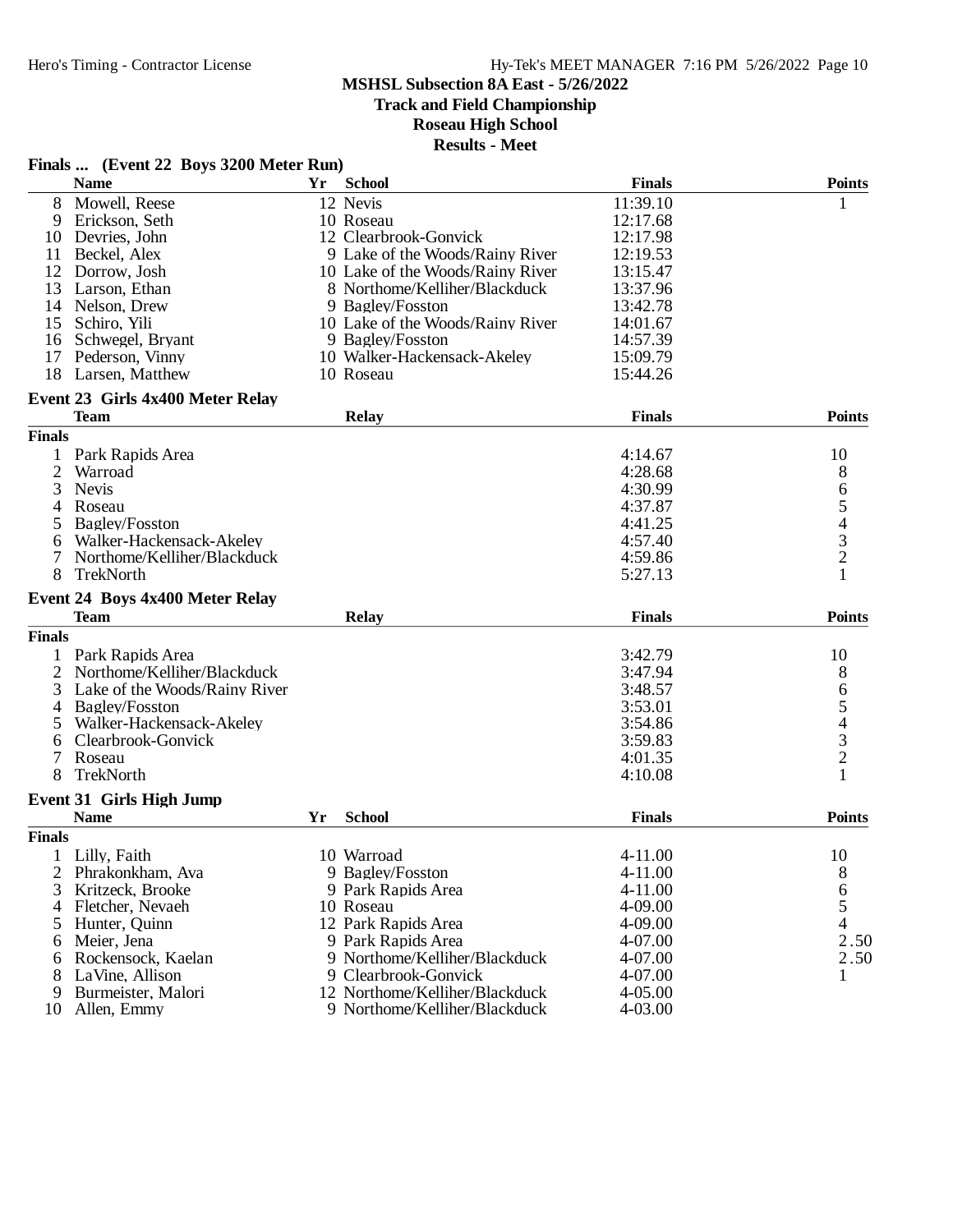# MSHSL Subsection 8A East - 5/26/2022

## Track and Field Championship

## Roseau High School

## Results - Meet

### Finals ... (Event 22 Boys 3200 Meter Run)

| | Name | Yr | School | Finals | Points |
|---|---|---|---|---|---|
| 8 | Mowell, Reese | 12 | Nevis | 11:39.10 | 1 |
| 9 | Erickson, Seth | 10 | Roseau | 12:17.68 | |
| 10 | Devries, John | 12 | Clearbrook-Gonvick | 12:17.98 | |
| 11 | Beckel, Alex | 9 | Lake of the Woods/Rainy River | 12:19.53 | |
| 12 | Dorrow, Josh | 10 | Lake of the Woods/Rainy River | 13:15.47 | |
| 13 | Larson, Ethan | 8 | Northome/Kelliher/Blackduck | 13:37.96 | |
| 14 | Nelson, Drew | 9 | Bagley/Fosston | 13:42.78 | |
| 15 | Schiro, Yili | 10 | Lake of the Woods/Rainy River | 14:01.67 | |
| 16 | Schwegel, Bryant | 9 | Bagley/Fosston | 14:57.39 | |
| 17 | Pederson, Vinny | 10 | Walker-Hackensack-Akeley | 15:09.79 | |
| 18 | Larsen, Matthew | 10 | Roseau | 15:44.26 | |

### Event 23 Girls 4x400 Meter Relay

**Finals**

| | Team | Relay | Finals | Points |
|---|---|---|---|---|
| 1 | Park Rapids Area | | 4:14.67 | 10 |
| 2 | Warroad | | 4:28.68 | 8 |
| 3 | Nevis | | 4:30.99 | 6 |
| 4 | Roseau | | 4:37.87 | 5 |
| 5 | Bagley/Fosston | | 4:41.25 | 4 |
| 6 | Walker-Hackensack-Akeley | | 4:57.40 | 3 |
| 7 | Northome/Kelliher/Blackduck | | 4:59.86 | 2 |
| 8 | TrekNorth | | 5:27.13 | 1 |

### Event 24 Boys 4x400 Meter Relay

**Finals**

| | Team | Relay | Finals | Points |
|---|---|---|---|---|
| 1 | Park Rapids Area | | 3:42.79 | 10 |
| 2 | Northome/Kelliher/Blackduck | | 3:47.94 | 8 |
| 3 | Lake of the Woods/Rainy River | | 3:48.57 | 6 |
| 4 | Bagley/Fosston | | 3:53.01 | 5 |
| 5 | Walker-Hackensack-Akeley | | 3:54.86 | 4 |
| 6 | Clearbrook-Gonvick | | 3:59.83 | 3 |
| 7 | Roseau | | 4:01.35 | 2 |
| 8 | TrekNorth | | 4:10.08 | 1 |

### Event 31 Girls High Jump

**Finals**

| | Name | Yr | School | Finals | Points |
|---|---|---|---|---|---|
| 1 | Lilly, Faith | 10 | Warroad | 4-11.00 | 10 |
| 2 | Phrakonkham, Ava | 9 | Bagley/Fosston | 4-11.00 | 8 |
| 3 | Kritzeck, Brooke | 9 | Park Rapids Area | 4-11.00 | 6 |
| 4 | Fletcher, Nevaeh | 10 | Roseau | 4-09.00 | 5 |
| 5 | Hunter, Quinn | 12 | Park Rapids Area | 4-09.00 | 4 |
| 6 | Meier, Jena | 9 | Park Rapids Area | 4-07.00 | 2.50 |
| 6 | Rockensock, Kaelan | 9 | Northome/Kelliher/Blackduck | 4-07.00 | 2.50 |
| 8 | LaVine, Allison | 9 | Clearbrook-Gonvick | 4-07.00 | 1 |
| 9 | Burmeister, Malori | 12 | Northome/Kelliher/Blackduck | 4-05.00 | |
| 10 | Allen, Emmy | 9 | Northome/Kelliher/Blackduck | 4-03.00 | |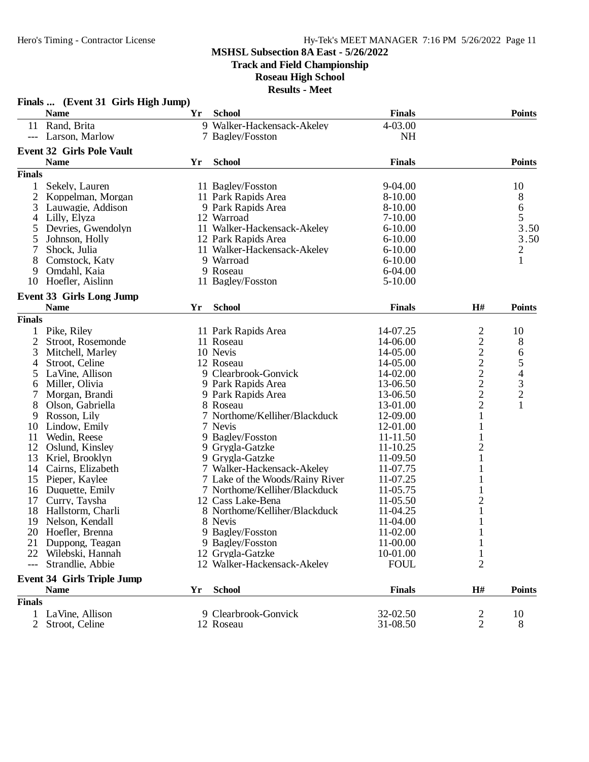**MSHSL Subsection 8A East - 5/26/2022**
**Track and Field Championship**
**Roseau High School**
**Results - Meet**

### Finals ... (Event 31 Girls High Jump)

| | Name | Yr | School | Finals | Points |
|---|---|---|---|---|---|
| 11 | Rand, Brita | 9 | Walker-Hackensack-Akeley | 4-03.00 | |
| --- | Larson, Marlow | 7 | Bagley/Fosston | NH | |

### Event 32 Girls Pole Vault

| | Name | Yr | School | Finals | Points |
|---|---|---|---|---|---|
| **Finals** | | | | | |
| 1 | Sekely, Lauren | 11 | Bagley/Fosston | 9-04.00 | 10 |
| 2 | Koppelman, Morgan | 11 | Park Rapids Area | 8-10.00 | 8 |
| 3 | Lauwagie, Addison | 9 | Park Rapids Area | 8-10.00 | 6 |
| 4 | Lilly, Elyza | 12 | Warroad | 7-10.00 | 5 |
| 5 | Devries, Gwendolyn | 11 | Walker-Hackensack-Akeley | 6-10.00 | 3.50 |
| 5 | Johnson, Holly | 12 | Park Rapids Area | 6-10.00 | 3.50 |
| 7 | Shock, Julia | 11 | Walker-Hackensack-Akeley | 6-10.00 | 2 |
| 8 | Comstock, Katy | 9 | Warroad | 6-10.00 | 1 |
| 9 | Omdahl, Kaia | 9 | Roseau | 6-04.00 | |
| 10 | Hoefler, Aislinn | 11 | Bagley/Fosston | 5-10.00 | |

### Event 33 Girls Long Jump

| | Name | Yr | School | Finals | H# | Points |
|---|---|---|---|---|---|---|
| **Finals** | | | | | | |
| 1 | Pike, Riley | 11 | Park Rapids Area | 14-07.25 | 2 | 10 |
| 2 | Stroot, Rosemonde | 11 | Roseau | 14-06.00 | 2 | 8 |
| 3 | Mitchell, Marley | 10 | Nevis | 14-05.00 | 2 | 6 |
| 4 | Stroot, Celine | 12 | Roseau | 14-05.00 | 2 | 5 |
| 5 | LaVine, Allison | 9 | Clearbrook-Gonvick | 14-02.00 | 2 | 4 |
| 6 | Miller, Olivia | 9 | Park Rapids Area | 13-06.50 | 2 | 3 |
| 7 | Morgan, Brandi | 9 | Park Rapids Area | 13-06.50 | 2 | 2 |
| 8 | Olson, Gabriella | 8 | Roseau | 13-01.00 | 2 | 1 |
| 9 | Rosson, Lily | 7 | Northome/Kelliher/Blackduck | 12-09.00 | 1 | |
| 10 | Lindow, Emily | 7 | Nevis | 12-01.00 | 1 | |
| 11 | Wedin, Reese | 9 | Bagley/Fosston | 11-11.50 | 1 | |
| 12 | Oslund, Kinsley | 9 | Grygla-Gatzke | 11-10.25 | 2 | |
| 13 | Kriel, Brooklyn | 9 | Grygla-Gatzke | 11-09.50 | 1 | |
| 14 | Cairns, Elizabeth | 7 | Walker-Hackensack-Akeley | 11-07.75 | 1 | |
| 15 | Pieper, Kaylee | 7 | Lake of the Woods/Rainy River | 11-07.25 | 1 | |
| 16 | Duquette, Emily | 7 | Northome/Kelliher/Blackduck | 11-05.75 | 1 | |
| 17 | Curry, Taysha | 12 | Cass Lake-Bena | 11-05.50 | 2 | |
| 18 | Hallstorm, Charli | 8 | Northome/Kelliher/Blackduck | 11-04.25 | 1 | |
| 19 | Nelson, Kendall | 8 | Nevis | 11-04.00 | 1 | |
| 20 | Hoefler, Brenna | 9 | Bagley/Fosston | 11-02.00 | 1 | |
| 21 | Duppong, Teagan | 9 | Bagley/Fosston | 11-00.00 | 1 | |
| 22 | Wilebski, Hannah | 12 | Grygla-Gatzke | 10-01.00 | 1 | |
| --- | Strandlie, Abbie | 12 | Walker-Hackensack-Akeley | FOUL | 2 | |

### Event 34 Girls Triple Jump

| | Name | Yr | School | Finals | H# | Points |
|---|---|---|---|---|---|---|
| **Finals** | | | | | | |
| 1 | LaVine, Allison | 9 | Clearbrook-Gonvick | 32-02.50 | 2 | 10 |
| 2 | Stroot, Celine | 12 | Roseau | 31-08.50 | 2 | 8 |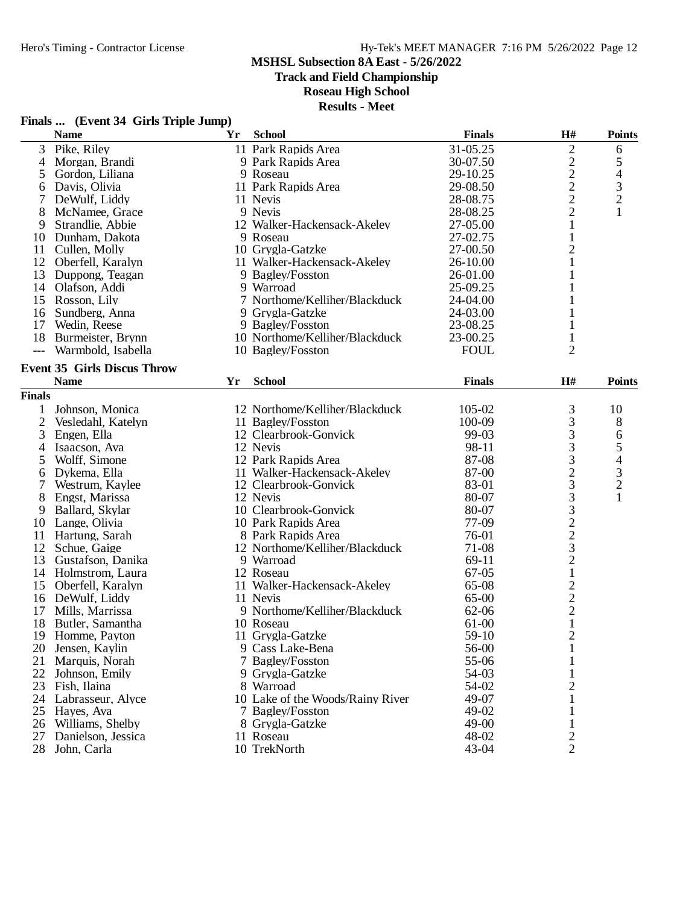**MSHSL Subsection 8A East - 5/26/2022**

**Track and Field Championship**

**Roseau High School**

**Results - Meet**

### Finals ... (Event 34 Girls Triple Jump)

| | Name | Yr | School | Finals | H# | Points |
|---|---|---|---|---|---|---|
| 3 | Pike, Riley | 11 | Park Rapids Area | 31-05.25 | 2 | 6 |
| 4 | Morgan, Brandi | 9 | Park Rapids Area | 30-07.50 | 2 | 5 |
| 5 | Gordon, Liliana | 9 | Roseau | 29-10.25 | 2 | 4 |
| 6 | Davis, Olivia | 11 | Park Rapids Area | 29-08.50 | 2 | 3 |
| 7 | DeWulf, Liddy | 11 | Nevis | 28-08.75 | 2 | 2 |
| 8 | McNamee, Grace | 9 | Nevis | 28-08.25 | 2 | 1 |
| 9 | Strandlie, Abbie | 12 | Walker-Hackensack-Akeley | 27-05.00 | 1 | |
| 10 | Dunham, Dakota | 9 | Roseau | 27-02.75 | 1 | |
| 11 | Cullen, Molly | 10 | Grygla-Gatzke | 27-00.50 | 2 | |
| 12 | Oberfell, Karalyn | 11 | Walker-Hackensack-Akeley | 26-10.00 | 1 | |
| 13 | Duppong, Teagan | 9 | Bagley/Fosston | 26-01.00 | 1 | |
| 14 | Olafson, Addi | 9 | Warroad | 25-09.25 | 1 | |
| 15 | Rosson, Lily | 7 | Northome/Kelliher/Blackduck | 24-04.00 | 1 | |
| 16 | Sundberg, Anna | 9 | Grygla-Gatzke | 24-03.00 | 1 | |
| 17 | Wedin, Reese | 9 | Bagley/Fosston | 23-08.25 | 1 | |
| 18 | Burmeister, Brynn | 10 | Northome/Kelliher/Blackduck | 23-00.25 | 1 | |
| --- | Warmbold, Isabella | 10 | Bagley/Fosston | FOUL | 2 | |

### Event 35 Girls Discus Throw

**Finals**

| | Name | Yr | School | Finals | H# | Points |
|---|---|---|---|---|---|---|
| 1 | Johnson, Monica | 12 | Northome/Kelliher/Blackduck | 105-02 | 3 | 10 |
| 2 | Vesledahl, Katelyn | 11 | Bagley/Fosston | 100-09 | 3 | 8 |
| 3 | Engen, Ella | 12 | Clearbrook-Gonvick | 99-03 | 3 | 6 |
| 4 | Isaacson, Ava | 12 | Nevis | 98-11 | 3 | 5 |
| 5 | Wolff, Simone | 12 | Park Rapids Area | 87-08 | 3 | 4 |
| 6 | Dykema, Ella | 11 | Walker-Hackensack-Akeley | 87-00 | 2 | 3 |
| 7 | Westrum, Kaylee | 12 | Clearbrook-Gonvick | 83-01 | 3 | 2 |
| 8 | Engst, Marissa | 12 | Nevis | 80-07 | 3 | 1 |
| 9 | Ballard, Skylar | 10 | Clearbrook-Gonvick | 80-07 | 3 | |
| 10 | Lange, Olivia | 10 | Park Rapids Area | 77-09 | 2 | |
| 11 | Hartung, Sarah | 8 | Park Rapids Area | 76-01 | 2 | |
| 12 | Schue, Gaige | 12 | Northome/Kelliher/Blackduck | 71-08 | 3 | |
| 13 | Gustafson, Danika | 9 | Warroad | 69-11 | 2 | |
| 14 | Holmstrom, Laura | 12 | Roseau | 67-05 | 1 | |
| 15 | Oberfell, Karalyn | 11 | Walker-Hackensack-Akeley | 65-08 | 2 | |
| 16 | DeWulf, Liddy | 11 | Nevis | 65-00 | 2 | |
| 17 | Mills, Marrissa | 9 | Northome/Kelliher/Blackduck | 62-06 | 2 | |
| 18 | Butler, Samantha | 10 | Roseau | 61-00 | 1 | |
| 19 | Homme, Payton | 11 | Grygla-Gatzke | 59-10 | 2 | |
| 20 | Jensen, Kaylin | 9 | Cass Lake-Bena | 56-00 | 1 | |
| 21 | Marquis, Norah | 7 | Bagley/Fosston | 55-06 | 1 | |
| 22 | Johnson, Emily | 9 | Grygla-Gatzke | 54-03 | 1 | |
| 23 | Fish, Ilaina | 8 | Warroad | 54-02 | 2 | |
| 24 | Labrasseur, Alyce | 10 | Lake of the Woods/Rainy River | 49-07 | 1 | |
| 25 | Hayes, Ava | 7 | Bagley/Fosston | 49-02 | 1 | |
| 26 | Williams, Shelby | 8 | Grygla-Gatzke | 49-00 | 1 | |
| 27 | Danielson, Jessica | 11 | Roseau | 48-02 | 2 | |
| 28 | John, Carla | 10 | TrekNorth | 43-04 | 2 | |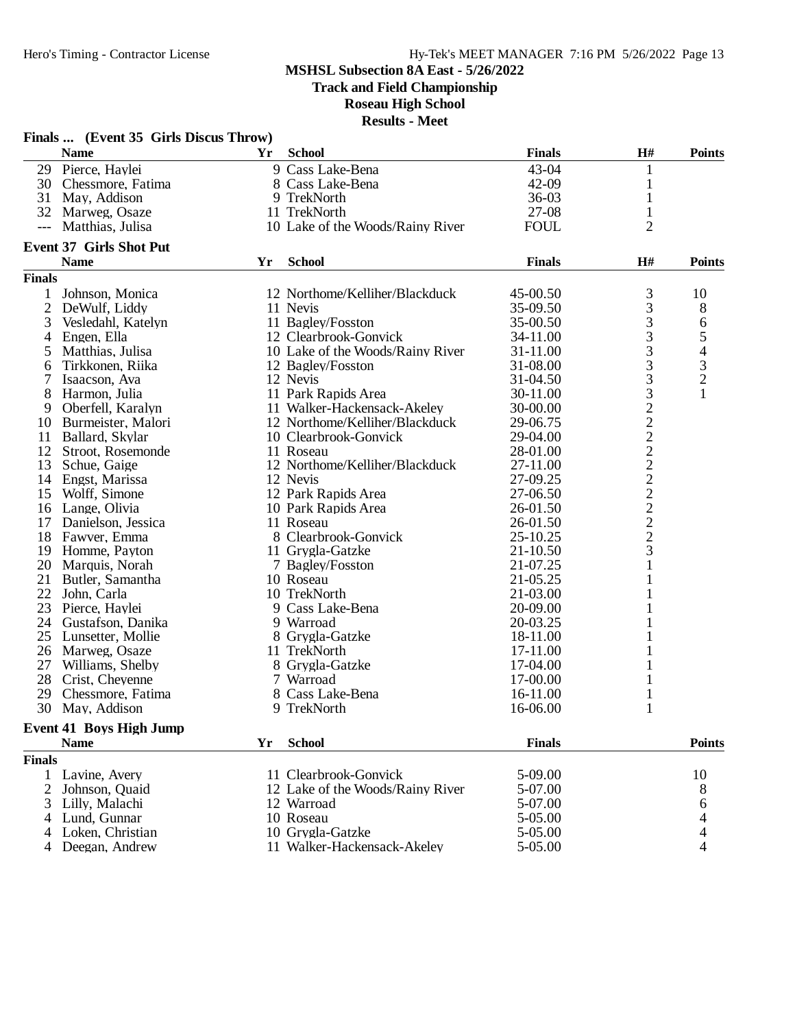**MSHSL Subsection 8A East - 5/26/2022**
**Track and Field Championship**
**Roseau High School**
**Results - Meet**

### Finals ... (Event 35 Girls Discus Throw)

| | Name | Yr | School | Finals | H# | Points |
|---|---|---|---|---|---|---|
| 29 | Pierce, Haylei | 9 | Cass Lake-Bena | 43-04 | 1 | |
| 30 | Chessmore, Fatima | 8 | Cass Lake-Bena | 42-09 | 1 | |
| 31 | May, Addison | 9 | TrekNorth | 36-03 | 1 | |
| 32 | Marweg, Osaze | 11 | TrekNorth | 27-08 | 1 | |
| --- | Matthias, Julisa | 10 | Lake of the Woods/Rainy River | FOUL | 2 | |

### Event 37 Girls Shot Put

| | Name | Yr | School | Finals | H# | Points |
|---|---|---|---|---|---|---|
| **Finals** | | | | | | |
| 1 | Johnson, Monica | 12 | Northome/Kelliher/Blackduck | 45-00.50 | 3 | 10 |
| 2 | DeWulf, Liddy | 11 | Nevis | 35-09.50 | 3 | 8 |
| 3 | Vesledahl, Katelyn | 11 | Bagley/Fosston | 35-00.50 | 3 | 6 |
| 4 | Engen, Ella | 12 | Clearbrook-Gonvick | 34-11.00 | 3 | 5 |
| 5 | Matthias, Julisa | 10 | Lake of the Woods/Rainy River | 31-11.00 | 3 | 4 |
| 6 | Tirkkonen, Riika | 12 | Bagley/Fosston | 31-08.00 | 3 | 3 |
| 7 | Isaacson, Ava | 12 | Nevis | 31-04.50 | 3 | 2 |
| 8 | Harmon, Julia | 11 | Park Rapids Area | 30-11.00 | 3 | 1 |
| 9 | Oberfell, Karalyn | 11 | Walker-Hackensack-Akeley | 30-00.00 | 2 | |
| 10 | Burmeister, Malori | 12 | Northome/Kelliher/Blackduck | 29-06.75 | 2 | |
| 11 | Ballard, Skylar | 10 | Clearbrook-Gonvick | 29-04.00 | 2 | |
| 12 | Stroot, Rosemonde | 11 | Roseau | 28-01.00 | 2 | |
| 13 | Schue, Gaige | 12 | Northome/Kelliher/Blackduck | 27-11.00 | 2 | |
| 14 | Engst, Marissa | 12 | Nevis | 27-09.25 | 2 | |
| 15 | Wolff, Simone | 12 | Park Rapids Area | 27-06.50 | 2 | |
| 16 | Lange, Olivia | 10 | Park Rapids Area | 26-01.50 | 2 | |
| 17 | Danielson, Jessica | 11 | Roseau | 26-01.50 | 2 | |
| 18 | Fawver, Emma | 8 | Clearbrook-Gonvick | 25-10.25 | 2 | |
| 19 | Homme, Payton | 11 | Grygla-Gatzke | 21-10.50 | 3 | |
| 20 | Marquis, Norah | 7 | Bagley/Fosston | 21-07.25 | 1 | |
| 21 | Butler, Samantha | 10 | Roseau | 21-05.25 | 1 | |
| 22 | John, Carla | 10 | TrekNorth | 21-03.00 | 1 | |
| 23 | Pierce, Haylei | 9 | Cass Lake-Bena | 20-09.00 | 1 | |
| 24 | Gustafson, Danika | 9 | Warroad | 20-03.25 | 1 | |
| 25 | Lunsetter, Mollie | 8 | Grygla-Gatzke | 18-11.00 | 1 | |
| 26 | Marweg, Osaze | 11 | TrekNorth | 17-11.00 | 1 | |
| 27 | Williams, Shelby | 8 | Grygla-Gatzke | 17-04.00 | 1 | |
| 28 | Crist, Cheyenne | 7 | Warroad | 17-00.00 | 1 | |
| 29 | Chessmore, Fatima | 8 | Cass Lake-Bena | 16-11.00 | 1 | |
| 30 | May, Addison | 9 | TrekNorth | 16-06.00 | 1 | |

### Event 41 Boys High Jump

| | Name | Yr | School | Finals | Points |
|---|---|---|---|---|---|
| **Finals** | | | | | |
| 1 | Lavine, Avery | 11 | Clearbrook-Gonvick | 5-09.00 | 10 |
| 2 | Johnson, Quaid | 12 | Lake of the Woods/Rainy River | 5-07.00 | 8 |
| 3 | Lilly, Malachi | 12 | Warroad | 5-07.00 | 6 |
| 4 | Lund, Gunnar | 10 | Roseau | 5-05.00 | 4 |
| 4 | Loken, Christian | 10 | Grygla-Gatzke | 5-05.00 | 4 |
| 4 | Deegan, Andrew | 11 | Walker-Hackensack-Akeley | 5-05.00 | 4 |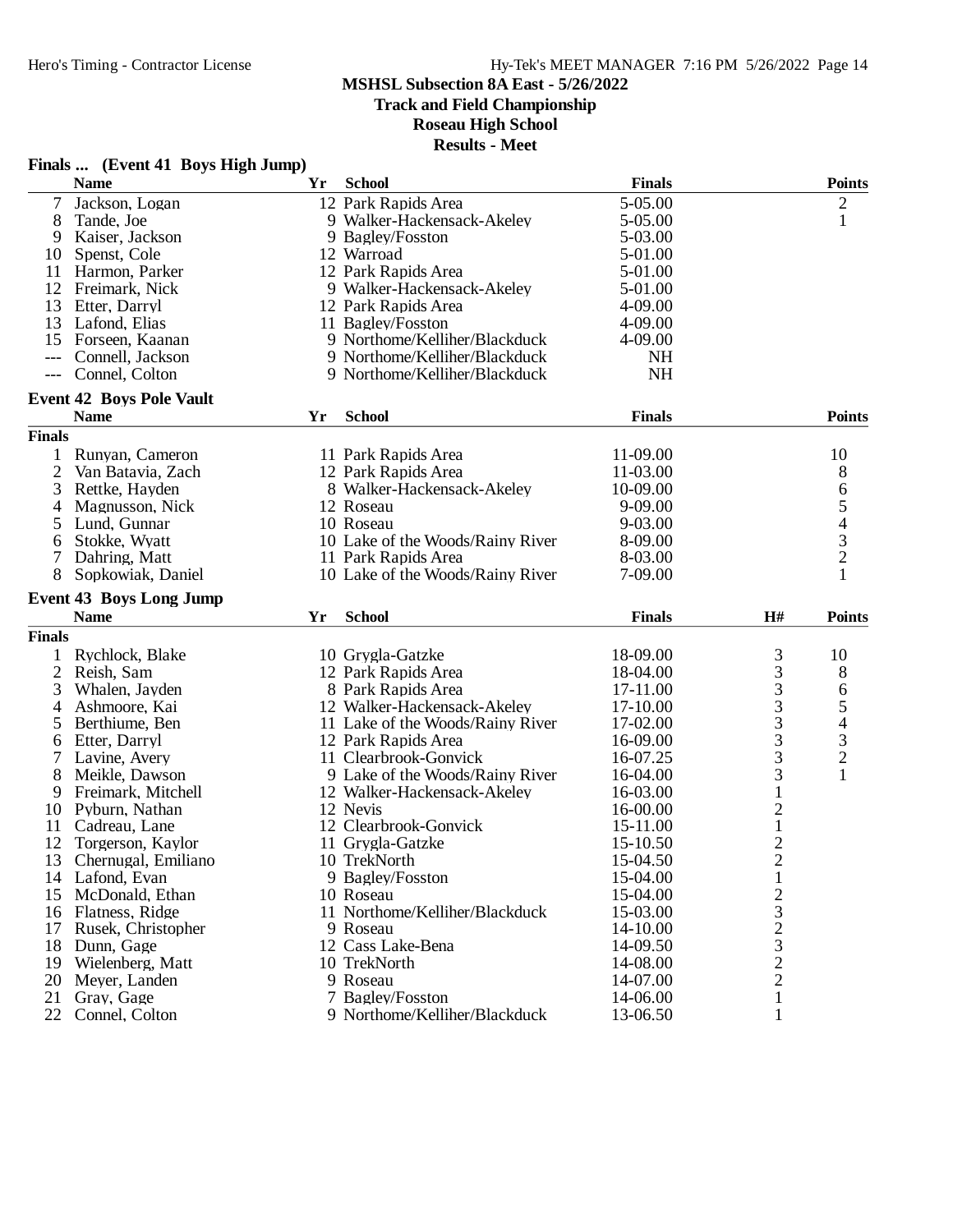**MSHSL Subsection 8A East - 5/26/2022**
**Track and Field Championship**
**Roseau High School**
**Results - Meet**

### Finals ... (Event 41 Boys High Jump)

| | Name | Yr | School | Finals | Points |
|---|---|---|---|---|---|
| 7 | Jackson, Logan | 12 | Park Rapids Area | 5-05.00 | 2 |
| 8 | Tande, Joe | 9 | Walker-Hackensack-Akeley | 5-05.00 | 1 |
| 9 | Kaiser, Jackson | 9 | Bagley/Fosston | 5-03.00 | |
| 10 | Spenst, Cole | 12 | Warroad | 5-01.00 | |
| 11 | Harmon, Parker | 12 | Park Rapids Area | 5-01.00 | |
| 12 | Freimark, Nick | 9 | Walker-Hackensack-Akeley | 5-01.00 | |
| 13 | Etter, Darryl | 12 | Park Rapids Area | 4-09.00 | |
| 13 | Lafond, Elias | 11 | Bagley/Fosston | 4-09.00 | |
| 15 | Forseen, Kaanan | 9 | Northome/Kelliher/Blackduck | 4-09.00 | |
| --- | Connell, Jackson | 9 | Northome/Kelliher/Blackduck | NH | |
| --- | Connel, Colton | 9 | Northome/Kelliher/Blackduck | NH | |

### Event 42 Boys Pole Vault

| | Name | Yr | School | Finals | Points |
|---|---|---|---|---|---|
| **Finals** | | | | | |
| 1 | Runyan, Cameron | 11 | Park Rapids Area | 11-09.00 | 10 |
| 2 | Van Batavia, Zach | 12 | Park Rapids Area | 11-03.00 | 8 |
| 3 | Rettke, Hayden | 8 | Walker-Hackensack-Akeley | 10-09.00 | 6 |
| 4 | Magnusson, Nick | 12 | Roseau | 9-09.00 | 5 |
| 5 | Lund, Gunnar | 10 | Roseau | 9-03.00 | 4 |
| 6 | Stokke, Wyatt | 10 | Lake of the Woods/Rainy River | 8-09.00 | 3 |
| 7 | Dahring, Matt | 11 | Park Rapids Area | 8-03.00 | 2 |
| 8 | Sopkowiak, Daniel | 10 | Lake of the Woods/Rainy River | 7-09.00 | 1 |

### Event 43 Boys Long Jump

| | Name | Yr | School | Finals | H# | Points |
|---|---|---|---|---|---|---|
| **Finals** | | | | | | |
| 1 | Rychlock, Blake | 10 | Grygla-Gatzke | 18-09.00 | 3 | 10 |
| 2 | Reish, Sam | 12 | Park Rapids Area | 18-04.00 | 3 | 8 |
| 3 | Whalen, Jayden | 8 | Park Rapids Area | 17-11.00 | 3 | 6 |
| 4 | Ashmoore, Kai | 12 | Walker-Hackensack-Akeley | 17-10.00 | 3 | 5 |
| 5 | Berthiume, Ben | 11 | Lake of the Woods/Rainy River | 17-02.00 | 3 | 4 |
| 6 | Etter, Darryl | 12 | Park Rapids Area | 16-09.00 | 3 | 3 |
| 7 | Lavine, Avery | 11 | Clearbrook-Gonvick | 16-07.25 | 3 | 2 |
| 8 | Meikle, Dawson | 9 | Lake of the Woods/Rainy River | 16-04.00 | 3 | 1 |
| 9 | Freimark, Mitchell | 12 | Walker-Hackensack-Akeley | 16-03.00 | 1 | |
| 10 | Pyburn, Nathan | 12 | Nevis | 16-00.00 | 2 | |
| 11 | Cadreau, Lane | 12 | Clearbrook-Gonvick | 15-11.00 | 1 | |
| 12 | Torgerson, Kaylor | 11 | Grygla-Gatzke | 15-10.50 | 2 | |
| 13 | Chernugal, Emiliano | 10 | TrekNorth | 15-04.50 | 2 | |
| 14 | Lafond, Evan | 9 | Bagley/Fosston | 15-04.00 | 1 | |
| 15 | McDonald, Ethan | 10 | Roseau | 15-04.00 | 2 | |
| 16 | Flatness, Ridge | 11 | Northome/Kelliher/Blackduck | 15-03.00 | 3 | |
| 17 | Rusek, Christopher | 9 | Roseau | 14-10.00 | 2 | |
| 18 | Dunn, Gage | 12 | Cass Lake-Bena | 14-09.50 | 3 | |
| 19 | Wielenberg, Matt | 10 | TrekNorth | 14-08.00 | 2 | |
| 20 | Meyer, Landen | 9 | Roseau | 14-07.00 | 2 | |
| 21 | Gray, Gage | 7 | Bagley/Fosston | 14-06.00 | 1 | |
| 22 | Connel, Colton | 9 | Northome/Kelliher/Blackduck | 13-06.50 | 1 | |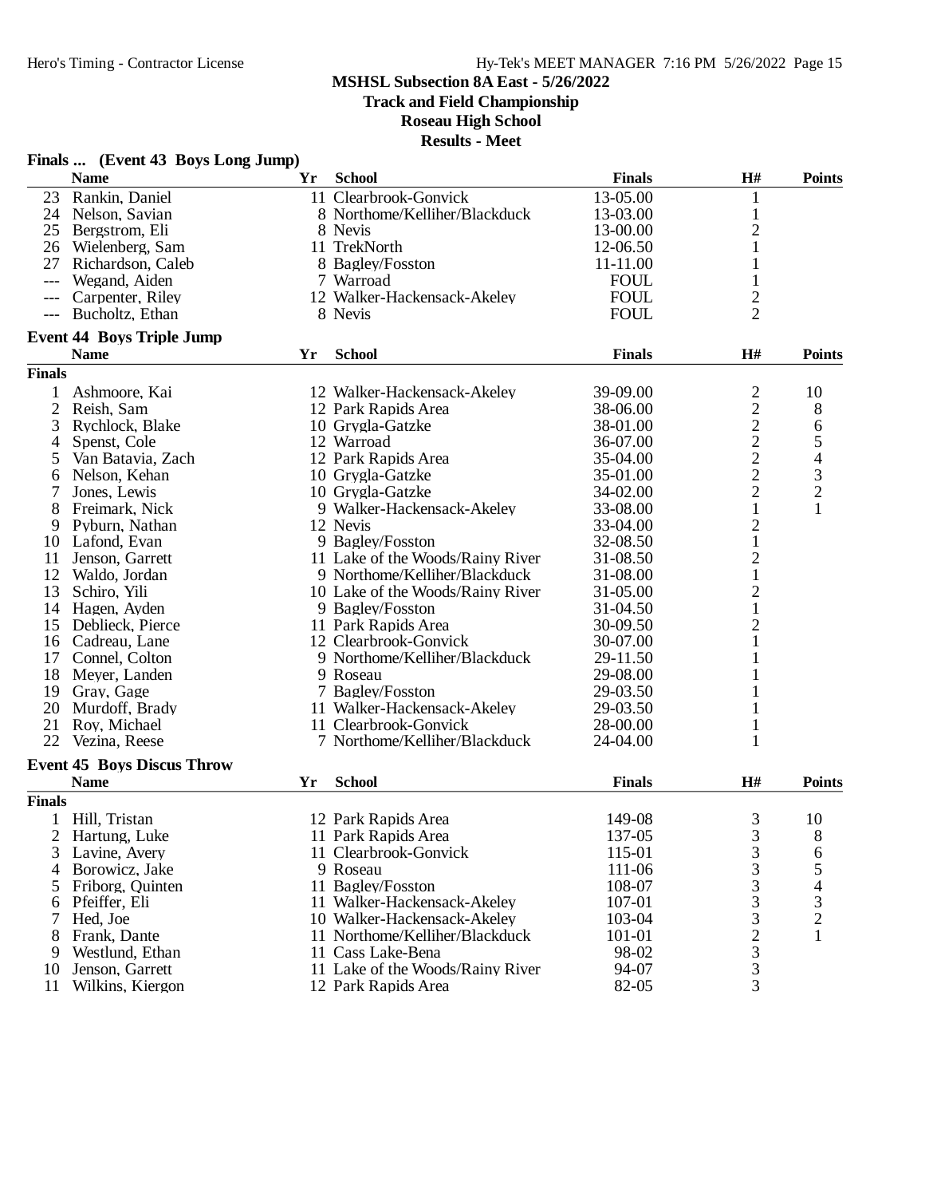## MSHSL Subsection 8A East - 5/26/2022
### Track and Field Championship
### Roseau High School
### Results - Meet

**Finals ... (Event 43 Boys Long Jump)**

| | Name | Yr | School | Finals | H# | Points |
|---|---|---|---|---|---|---|
| 23 | Rankin, Daniel | 11 | Clearbrook-Gonvick | 13-05.00 | 1 | |
| 24 | Nelson, Savian | 8 | Northome/Kelliher/Blackduck | 13-03.00 | 1 | |
| 25 | Bergstrom, Eli | 8 | Nevis | 13-00.00 | 2 | |
| 26 | Wielenberg, Sam | 11 | TrekNorth | 12-06.50 | 1 | |
| 27 | Richardson, Caleb | 8 | Bagley/Fosston | 11-11.00 | 1 | |
| --- | Wegand, Aiden | 7 | Warroad | FOUL | 1 | |
| --- | Carpenter, Riley | 12 | Walker-Hackensack-Akeley | FOUL | 2 | |
| --- | Bucholtz, Ethan | 8 | Nevis | FOUL | 2 | |

**Event 44 Boys Triple Jump**

| | Name | Yr | School | Finals | H# | Points |
|---|---|---|---|---|---|---|
| **Finals** | | | | | | |
| 1 | Ashmoore, Kai | 12 | Walker-Hackensack-Akeley | 39-09.00 | 2 | 10 |
| 2 | Reish, Sam | 12 | Park Rapids Area | 38-06.00 | 2 | 8 |
| 3 | Rychlock, Blake | 10 | Grygla-Gatzke | 38-01.00 | 2 | 6 |
| 4 | Spenst, Cole | 12 | Warroad | 36-07.00 | 2 | 5 |
| 5 | Van Batavia, Zach | 12 | Park Rapids Area | 35-04.00 | 2 | 4 |
| 6 | Nelson, Kehan | 10 | Grygla-Gatzke | 35-01.00 | 2 | 3 |
| 7 | Jones, Lewis | 10 | Grygla-Gatzke | 34-02.00 | 2 | 2 |
| 8 | Freimark, Nick | 9 | Walker-Hackensack-Akeley | 33-08.00 | 1 | 1 |
| 9 | Pyburn, Nathan | 12 | Nevis | 33-04.00 | 2 | |
| 10 | Lafond, Evan | 9 | Bagley/Fosston | 32-08.50 | 1 | |
| 11 | Jenson, Garrett | 11 | Lake of the Woods/Rainy River | 31-08.50 | 2 | |
| 12 | Waldo, Jordan | 9 | Northome/Kelliher/Blackduck | 31-08.00 | 1 | |
| 13 | Schiro, Yili | 10 | Lake of the Woods/Rainy River | 31-05.00 | 2 | |
| 14 | Hagen, Ayden | 9 | Bagley/Fosston | 31-04.50 | 1 | |
| 15 | Deblieck, Pierce | 11 | Park Rapids Area | 30-09.50 | 2 | |
| 16 | Cadreau, Lane | 12 | Clearbrook-Gonvick | 30-07.00 | 1 | |
| 17 | Connel, Colton | 9 | Northome/Kelliher/Blackduck | 29-11.50 | 1 | |
| 18 | Meyer, Landen | 9 | Roseau | 29-08.00 | 1 | |
| 19 | Gray, Gage | 7 | Bagley/Fosston | 29-03.50 | 1 | |
| 20 | Murdoff, Brady | 11 | Walker-Hackensack-Akeley | 29-03.50 | 1 | |
| 21 | Roy, Michael | 11 | Clearbrook-Gonvick | 28-00.00 | 1 | |
| 22 | Vezina, Reese | 7 | Northome/Kelliher/Blackduck | 24-04.00 | 1 | |

**Event 45 Boys Discus Throw**

| | Name | Yr | School | Finals | H# | Points |
|---|---|---|---|---|---|---|
| **Finals** | | | | | | |
| 1 | Hill, Tristan | 12 | Park Rapids Area | 149-08 | 3 | 10 |
| 2 | Hartung, Luke | 11 | Park Rapids Area | 137-05 | 3 | 8 |
| 3 | Lavine, Avery | 11 | Clearbrook-Gonvick | 115-01 | 3 | 6 |
| 4 | Borowicz, Jake | 9 | Roseau | 111-06 | 3 | 5 |
| 5 | Friborg, Quinten | 11 | Bagley/Fosston | 108-07 | 3 | 4 |
| 6 | Pfeiffer, Eli | 11 | Walker-Hackensack-Akeley | 107-01 | 3 | 3 |
| 7 | Hed, Joe | 10 | Walker-Hackensack-Akeley | 103-04 | 3 | 2 |
| 8 | Frank, Dante | 11 | Northome/Kelliher/Blackduck | 101-01 | 2 | 1 |
| 9 | Westlund, Ethan | 11 | Cass Lake-Bena | 98-02 | 3 | |
| 10 | Jenson, Garrett | 11 | Lake of the Woods/Rainy River | 94-07 | 3 | |
| 11 | Wilkins, Kiergon | 12 | Park Rapids Area | 82-05 | 3 | |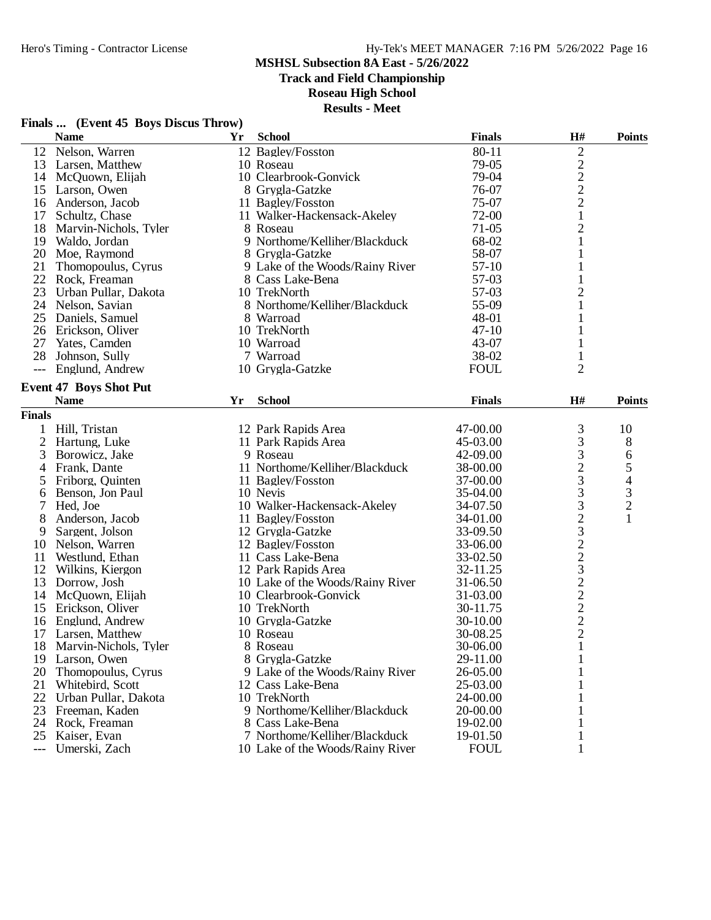**MSHSL Subsection 8A East - 5/26/2022**

**Track and Field Championship**

**Roseau High School**

**Results - Meet**

### Finals ... (Event 45 Boys Discus Throw)

| | Name | Yr | School | Finals | H# | Points |
|---|---|---|---|---|---|---|
| 12 | Nelson, Warren | 12 | Bagley/Fosston | 80-11 | 2 | |
| 13 | Larsen, Matthew | 10 | Roseau | 79-05 | 2 | |
| 14 | McQuown, Elijah | 10 | Clearbrook-Gonvick | 79-04 | 2 | |
| 15 | Larson, Owen | 8 | Grygla-Gatzke | 76-07 | 2 | |
| 16 | Anderson, Jacob | 11 | Bagley/Fosston | 75-07 | 2 | |
| 17 | Schultz, Chase | 11 | Walker-Hackensack-Akeley | 72-00 | 1 | |
| 18 | Marvin-Nichols, Tyler | 8 | Roseau | 71-05 | 2 | |
| 19 | Waldo, Jordan | 9 | Northome/Kelliher/Blackduck | 68-02 | 1 | |
| 20 | Moe, Raymond | 8 | Grygla-Gatzke | 58-07 | 1 | |
| 21 | Thomopoulus, Cyrus | 9 | Lake of the Woods/Rainy River | 57-10 | 1 | |
| 22 | Rock, Freaman | 8 | Cass Lake-Bena | 57-03 | 1 | |
| 23 | Urban Pullar, Dakota | 10 | TrekNorth | 57-03 | 2 | |
| 24 | Nelson, Savian | 8 | Northome/Kelliher/Blackduck | 55-09 | 1 | |
| 25 | Daniels, Samuel | 8 | Warroad | 48-01 | 1 | |
| 26 | Erickson, Oliver | 10 | TrekNorth | 47-10 | 1 | |
| 27 | Yates, Camden | 10 | Warroad | 43-07 | 1 | |
| 28 | Johnson, Sully | 7 | Warroad | 38-02 | 1 | |
| --- | Englund, Andrew | 10 | Grygla-Gatzke | FOUL | 2 | |

### Event 47 Boys Shot Put

| | Name | Yr | School | Finals | H# | Points |
|---|---|---|---|---|---|---|
| **Finals** | | | | | | |
| 1 | Hill, Tristan | 12 | Park Rapids Area | 47-00.00 | 3 | 10 |
| 2 | Hartung, Luke | 11 | Park Rapids Area | 45-03.00 | 3 | 8 |
| 3 | Borowicz, Jake | 9 | Roseau | 42-09.00 | 3 | 6 |
| 4 | Frank, Dante | 11 | Northome/Kelliher/Blackduck | 38-00.00 | 2 | 5 |
| 5 | Friborg, Quinten | 11 | Bagley/Fosston | 37-00.00 | 3 | 4 |
| 6 | Benson, Jon Paul | 10 | Nevis | 35-04.00 | 3 | 3 |
| 7 | Hed, Joe | 10 | Walker-Hackensack-Akeley | 34-07.50 | 3 | 2 |
| 8 | Anderson, Jacob | 11 | Bagley/Fosston | 34-01.00 | 2 | 1 |
| 9 | Sargent, Jolson | 12 | Grygla-Gatzke | 33-09.50 | 3 | |
| 10 | Nelson, Warren | 12 | Bagley/Fosston | 33-06.00 | 2 | |
| 11 | Westlund, Ethan | 11 | Cass Lake-Bena | 33-02.50 | 2 | |
| 12 | Wilkins, Kiergon | 12 | Park Rapids Area | 32-11.25 | 3 | |
| 13 | Dorrow, Josh | 10 | Lake of the Woods/Rainy River | 31-06.50 | 2 | |
| 14 | McQuown, Elijah | 10 | Clearbrook-Gonvick | 31-03.00 | 2 | |
| 15 | Erickson, Oliver | 10 | TrekNorth | 30-11.75 | 2 | |
| 16 | Englund, Andrew | 10 | Grygla-Gatzke | 30-10.00 | 2 | |
| 17 | Larsen, Matthew | 10 | Roseau | 30-08.25 | 2 | |
| 18 | Marvin-Nichols, Tyler | 8 | Roseau | 30-06.00 | 1 | |
| 19 | Larson, Owen | 8 | Grygla-Gatzke | 29-11.00 | 1 | |
| 20 | Thomopoulus, Cyrus | 9 | Lake of the Woods/Rainy River | 26-05.00 | 1 | |
| 21 | Whitebird, Scott | 12 | Cass Lake-Bena | 25-03.00 | 1 | |
| 22 | Urban Pullar, Dakota | 10 | TrekNorth | 24-00.00 | 1 | |
| 23 | Freeman, Kaden | 9 | Northome/Kelliher/Blackduck | 20-00.00 | 1 | |
| 24 | Rock, Freaman | 8 | Cass Lake-Bena | 19-02.00 | 1 | |
| 25 | Kaiser, Evan | 7 | Northome/Kelliher/Blackduck | 19-01.50 | 1 | |
| --- | Umerski, Zach | 10 | Lake of the Woods/Rainy River | FOUL | 1 | |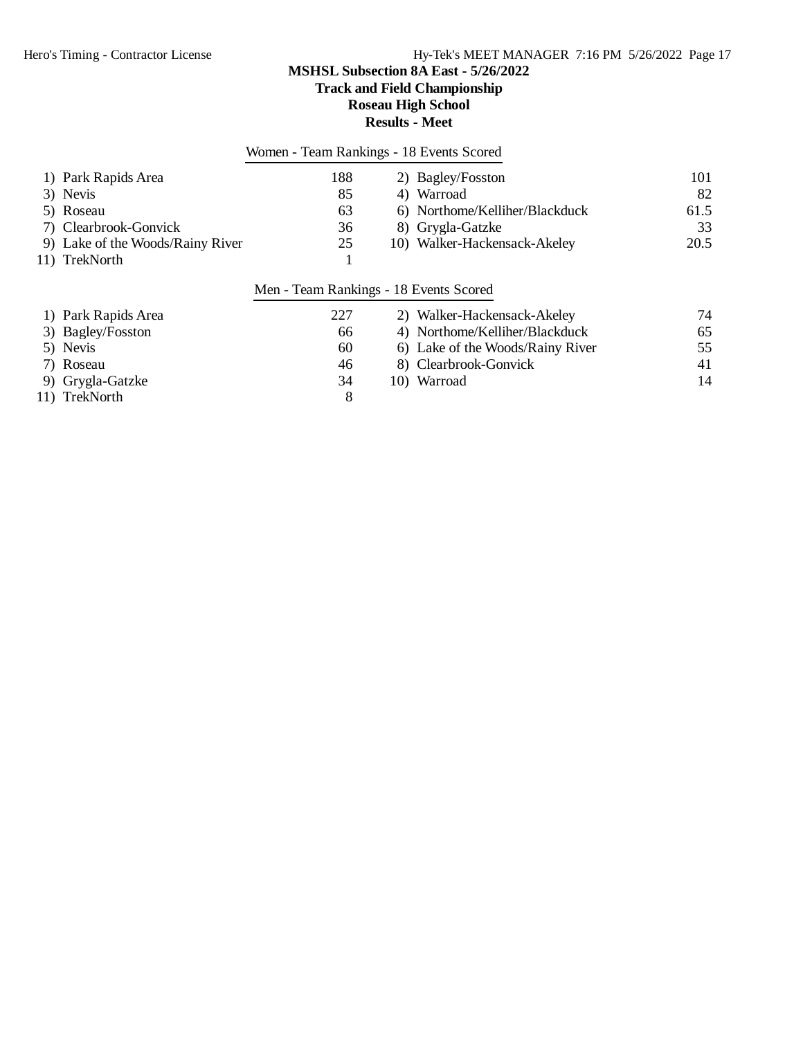# MSHSL Subsection 8A East - 5/26/2022
## Track and Field Championship
## Roseau High School
## Results - Meet

### Women - Team Rankings - 18 Events Scored

| | | | | | |
|---|---|---|---|---|---|
| 1) | Park Rapids Area | 188 | 2) | Bagley/Fosston | 101 |
| 3) | Nevis | 85 | 4) | Warroad | 82 |
| 5) | Roseau | 63 | 6) | Northome/Kelliher/Blackduck | 61.5 |
| 7) | Clearbrook-Gonvick | 36 | 8) | Grygla-Gatzke | 33 |
| 9) | Lake of the Woods/Rainy River | 25 | 10) | Walker-Hackensack-Akeley | 20.5 |
| 11) | TrekNorth | 1 | | | |

### Men - Team Rankings - 18 Events Scored

| | | | | | |
|---|---|---|---|---|---|
| 1) | Park Rapids Area | 227 | 2) | Walker-Hackensack-Akeley | 74 |
| 3) | Bagley/Fosston | 66 | 4) | Northome/Kelliher/Blackduck | 65 |
| 5) | Nevis | 60 | 6) | Lake of the Woods/Rainy River | 55 |
| 7) | Roseau | 46 | 8) | Clearbrook-Gonvick | 41 |
| 9) | Grygla-Gatzke | 34 | 10) | Warroad | 14 |
| 11) | TrekNorth | 8 | | | |